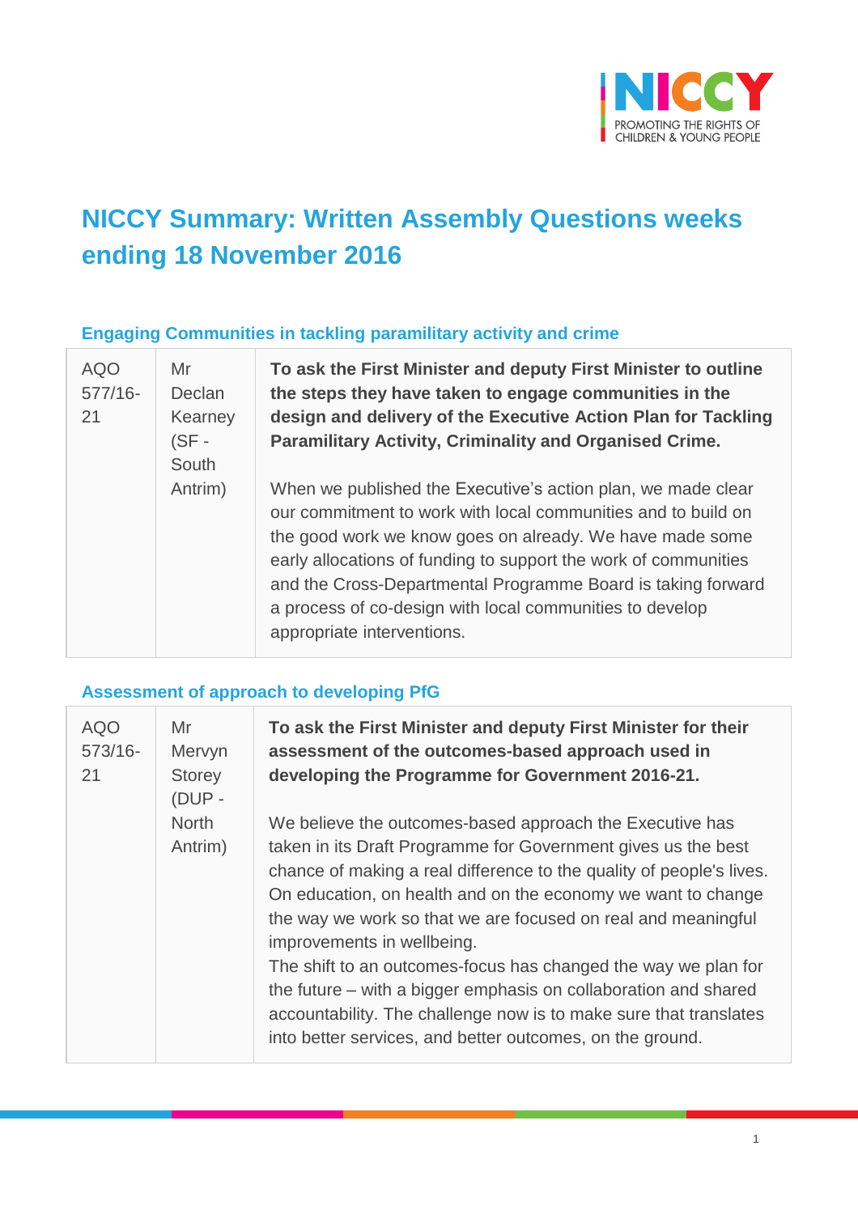# NICCY Summary: Written Assembly Questions weeks ending 18 November 2016

### Engaging Communities in tackling paramilitary activity and crime

| | | |
|---|---|---|
| AQO 577/16-21 | Mr Declan Kearney (SF - South Antrim) | **To ask the First Minister and deputy First Minister to outline the steps they have taken to engage communities in the design and delivery of the Executive Action Plan for Tackling Paramilitary Activity, Criminality and Organised Crime.**<br><br>When we published the Executive's action plan, we made clear our commitment to work with local communities and to build on the good work we know goes on already. We have made some early allocations of funding to support the work of communities and the Cross-Departmental Programme Board is taking forward a process of co-design with local communities to develop appropriate interventions. |

### Assessment of approach to developing PfG

| | | |
|---|---|---|
| AQO 573/16-21 | Mr Mervyn Storey (DUP - North Antrim) | **To ask the First Minister and deputy First Minister for their assessment of the outcomes-based approach used in developing the Programme for Government 2016-21.**<br><br>We believe the outcomes-based approach the Executive has taken in its Draft Programme for Government gives us the best chance of making a real difference to the quality of people's lives. On education, on health and on the economy we want to change the way we work so that we are focused on real and meaningful improvements in wellbeing.<br>The shift to an outcomes-focus has changed the way we plan for the future – with a bigger emphasis on collaboration and shared accountability. The challenge now is to make sure that translates into better services, and better outcomes, on the ground. |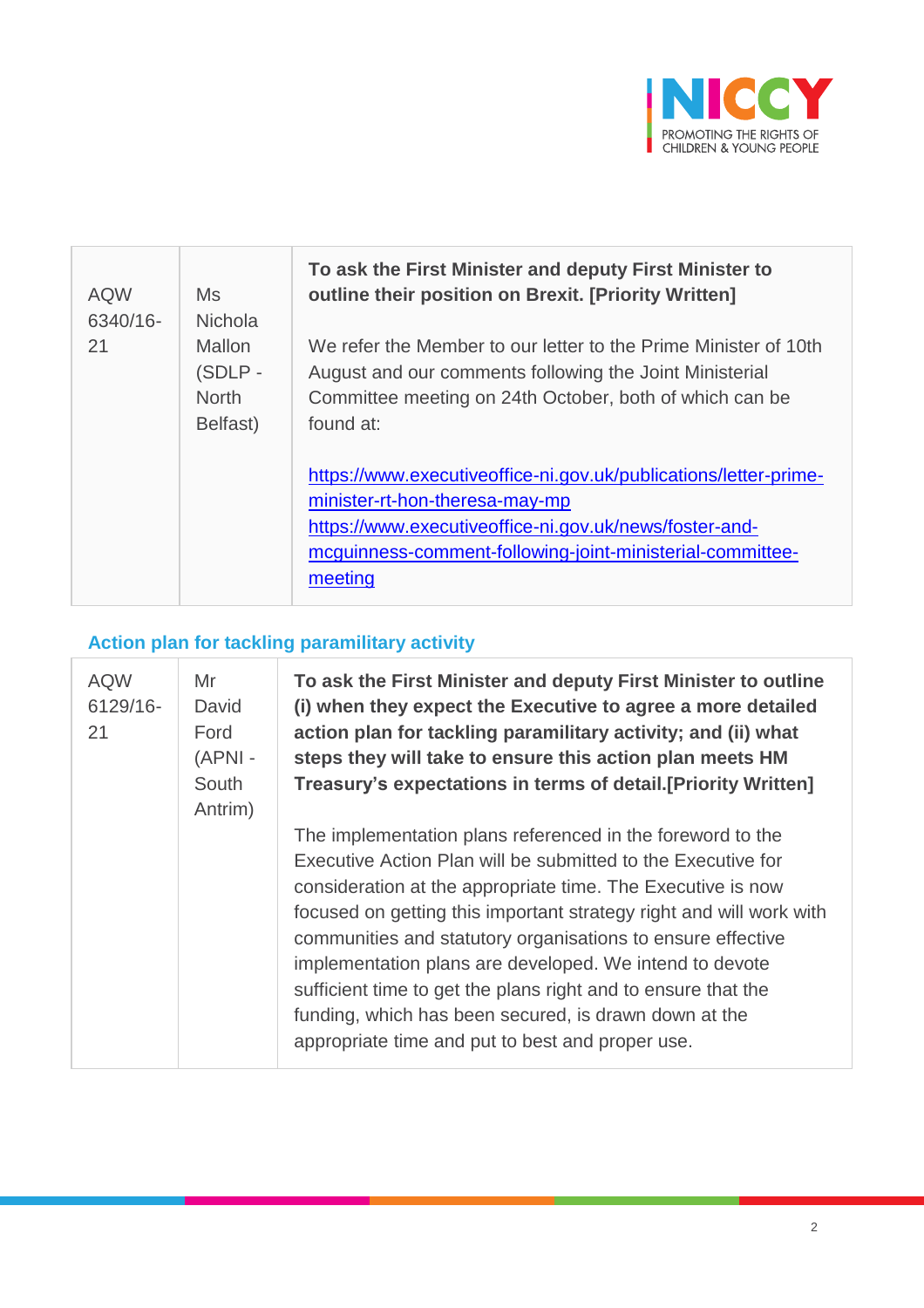| AQW 6340/16-21 | Ms Nichola Mallon (SDLP - North Belfast) | **To ask the First Minister and deputy First Minister to outline their position on Brexit. [Priority Written]**<br><br>We refer the Member to our letter to the Prime Minister of 10th August and our comments following the Joint Ministerial Committee meeting on 24th October, both of which can be found at:<br><br>https://www.executiveoffice-ni.gov.uk/publications/letter-prime-minister-rt-hon-theresa-may-mp<br>https://www.executiveoffice-ni.gov.uk/news/foster-and-mcguinness-comment-following-joint-ministerial-committee-meeting |
|---|---|---|

### Action plan for tackling paramilitary activity

| AQW 6129/16-21 | Mr David Ford (APNI - South Antrim) | **To ask the First Minister and deputy First Minister to outline (i) when they expect the Executive to agree a more detailed action plan for tackling paramilitary activity; and (ii) what steps they will take to ensure this action plan meets HM Treasury's expectations in terms of detail.[Priority Written]**<br><br>The implementation plans referenced in the foreword to the Executive Action Plan will be submitted to the Executive for consideration at the appropriate time. The Executive is now focused on getting this important strategy right and will work with communities and statutory organisations to ensure effective implementation plans are developed. We intend to devote sufficient time to get the plans right and to ensure that the funding, which has been secured, is drawn down at the appropriate time and put to best and proper use. |
|---|---|---|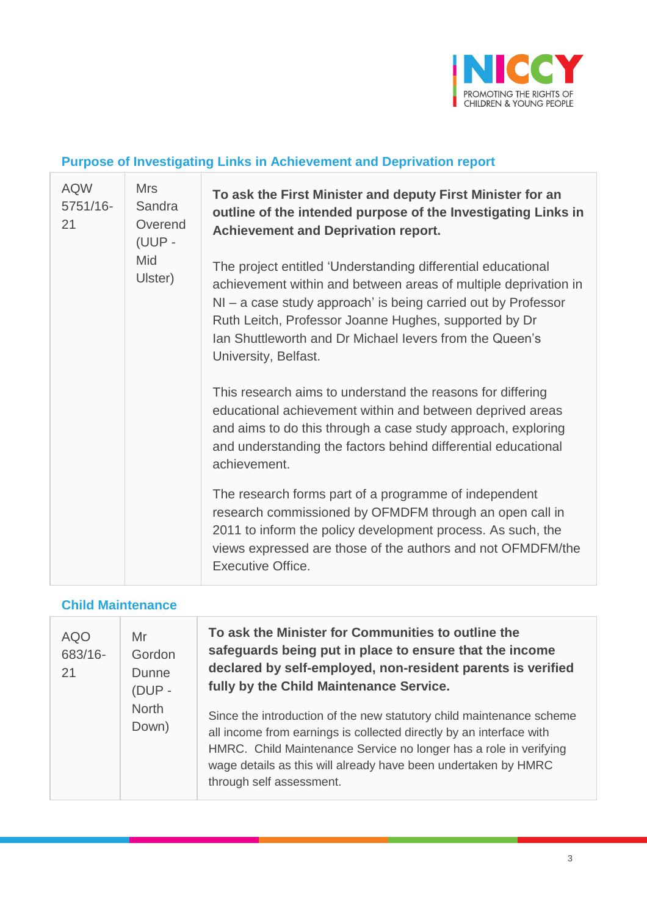### Purpose of Investigating Links in Achievement and Deprivation report

| | | |
|---|---|---|
| AQW 5751/16-21 | Mrs Sandra Overend (UUP - Mid Ulster) | **To ask the First Minister and deputy First Minister for an outline of the intended purpose of the Investigating Links in Achievement and Deprivation report.**<br><br>The project entitled 'Understanding differential educational achievement within and between areas of multiple deprivation in NI – a case study approach' is being carried out by Professor Ruth Leitch, Professor Joanne Hughes, supported by Dr Ian Shuttleworth and Dr Michael Ievers from the Queen's University, Belfast.<br><br>This research aims to understand the reasons for differing educational achievement within and between deprived areas and aims to do this through a case study approach, exploring and understanding the factors behind differential educational achievement.<br><br>The research forms part of a programme of independent research commissioned by OFMDFM through an open call in 2011 to inform the policy development process. As such, the views expressed are those of the authors and not OFMDFM/the Executive Office. |

### Child Maintenance

| | | |
|---|---|---|
| AQO 683/16-21 | Mr Gordon Dunne (DUP - North Down) | **To ask the Minister for Communities to outline the safeguards being put in place to ensure that the income declared by self-employed, non-resident parents is verified fully by the Child Maintenance Service.**<br><br>Since the introduction of the new statutory child maintenance scheme all income from earnings is collected directly by an interface with HMRC. Child Maintenance Service no longer has a role in verifying wage details as this will already have been undertaken by HMRC through self assessment. |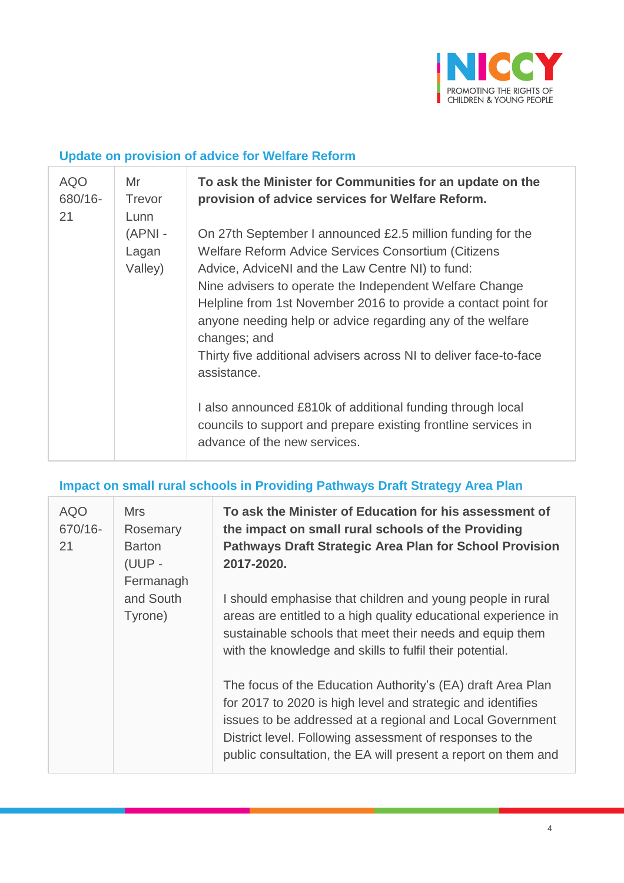### Update on provision of advice for Welfare Reform

| | | |
|---|---|---|
| AQO 680/16-21 | Mr Trevor Lunn (APNI - Lagan Valley) | **To ask the Minister for Communities for an update on the provision of advice services for Welfare Reform.**<br><br>On 27th September I announced £2.5 million funding for the Welfare Reform Advice Services Consortium (Citizens Advice, AdviceNI and the Law Centre NI) to fund:<br>Nine advisers to operate the Independent Welfare Change Helpline from 1st November 2016 to provide a contact point for anyone needing help or advice regarding any of the welfare changes; and<br>Thirty five additional advisers across NI to deliver face-to-face assistance.<br><br>I also announced £810k of additional funding through local councils to support and prepare existing frontline services in advance of the new services. |

### Impact on small rural schools in Providing Pathways Draft Strategy Area Plan

| | | |
|---|---|---|
| AQO 670/16-21 | Mrs Rosemary Barton (UUP - Fermanagh and South Tyrone) | **To ask the Minister of Education for his assessment of the impact on small rural schools of the Providing Pathways Draft Strategic Area Plan for School Provision 2017-2020.**<br><br>I should emphasise that children and young people in rural areas are entitled to a high quality educational experience in sustainable schools that meet their needs and equip them with the knowledge and skills to fulfil their potential.<br><br>The focus of the Education Authority's (EA) draft Area Plan for 2017 to 2020 is high level and strategic and identifies issues to be addressed at a regional and Local Government District level. Following assessment of responses to the public consultation, the EA will present a report on them and |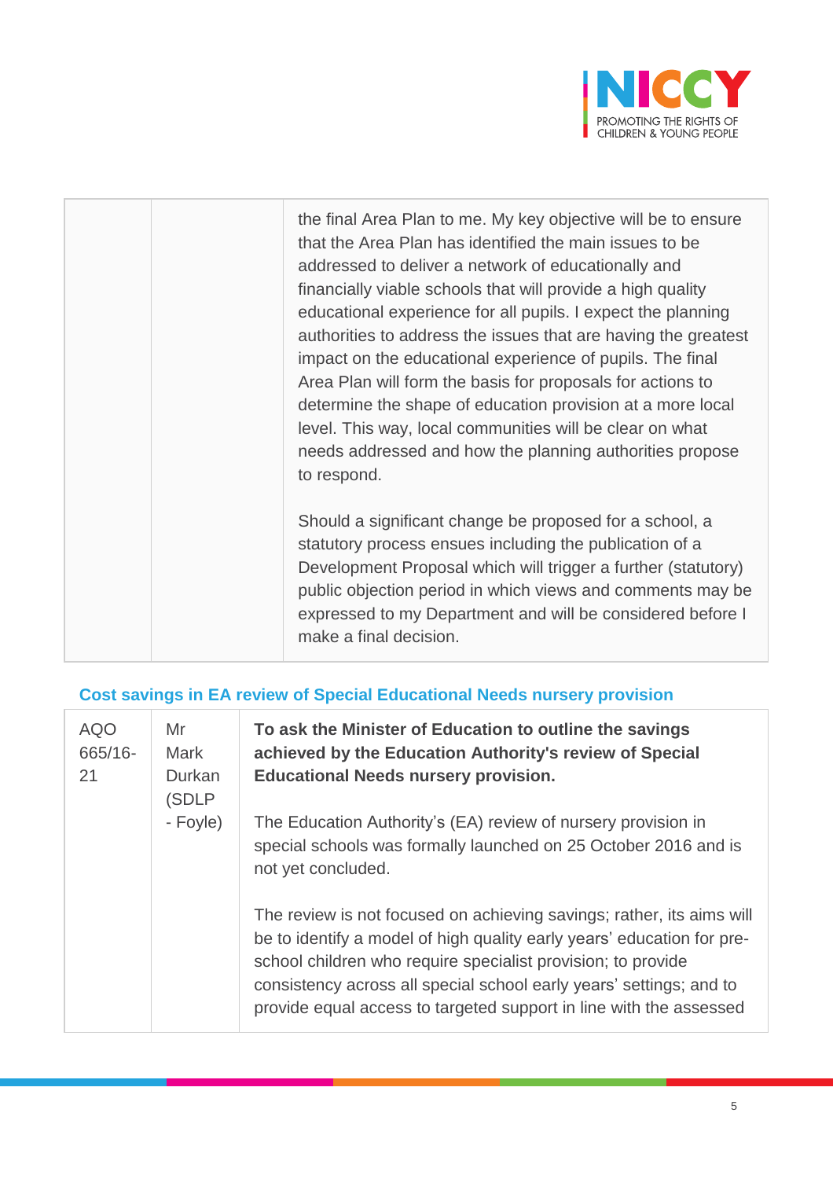| | | the final Area Plan to me. My key objective will be to ensure that the Area Plan has identified the main issues to be addressed to deliver a network of educationally and financially viable schools that will provide a high quality educational experience for all pupils. I expect the planning authorities to address the issues that are having the greatest impact on the educational experience of pupils. The final Area Plan will form the basis for proposals for actions to determine the shape of education provision at a more local level. This way, local communities will be clear on what needs addressed and how the planning authorities propose to respond.<br><br>Should a significant change be proposed for a school, a statutory process ensues including the publication of a Development Proposal which will trigger a further (statutory) public objection period in which views and comments may be expressed to my Department and will be considered before I make a final decision. |
|---|---|---|

### Cost savings in EA review of Special Educational Needs nursery provision

| AQO 665/16-21 | Mr Mark Durkan (SDLP - Foyle) | **To ask the Minister of Education to outline the savings achieved by the Education Authority's review of Special Educational Needs nursery provision.**<br><br>The Education Authority's (EA) review of nursery provision in special schools was formally launched on 25 October 2016 and is not yet concluded.<br><br>The review is not focused on achieving savings; rather, its aims will be to identify a model of high quality early years' education for pre-school children who require specialist provision; to provide consistency across all special school early years' settings; and to provide equal access to targeted support in line with the assessed |
|---|---|---|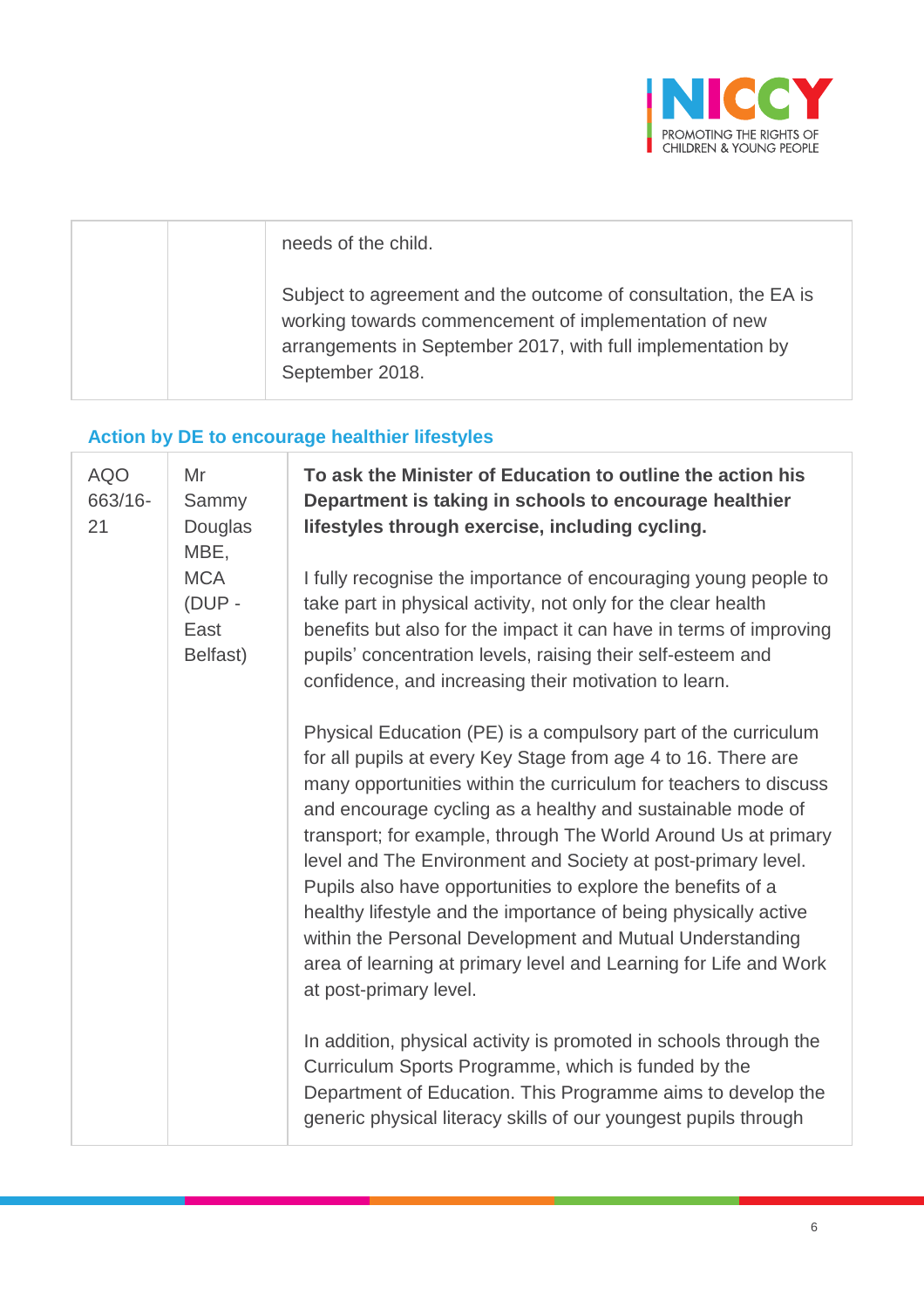| | | needs of the child.<br><br>Subject to agreement and the outcome of consultation, the EA is working towards commencement of implementation of new arrangements in September 2017, with full implementation by September 2018. |
|---|---|---|

### Action by DE to encourage healthier lifestyles

| | | |
|---|---|---|
| AQO 663/16-21 | Mr Sammy Douglas MBE, MCA (DUP - East Belfast) | **To ask the Minister of Education to outline the action his Department is taking in schools to encourage healthier lifestyles through exercise, including cycling.**<br><br>I fully recognise the importance of encouraging young people to take part in physical activity, not only for the clear health benefits but also for the impact it can have in terms of improving pupils' concentration levels, raising their self-esteem and confidence, and increasing their motivation to learn.<br><br>Physical Education (PE) is a compulsory part of the curriculum for all pupils at every Key Stage from age 4 to 16. There are many opportunities within the curriculum for teachers to discuss and encourage cycling as a healthy and sustainable mode of transport; for example, through The World Around Us at primary level and The Environment and Society at post-primary level. Pupils also have opportunities to explore the benefits of a healthy lifestyle and the importance of being physically active within the Personal Development and Mutual Understanding area of learning at primary level and Learning for Life and Work at post-primary level.<br><br>In addition, physical activity is promoted in schools through the Curriculum Sports Programme, which is funded by the Department of Education. This Programme aims to develop the generic physical literacy skills of our youngest pupils through |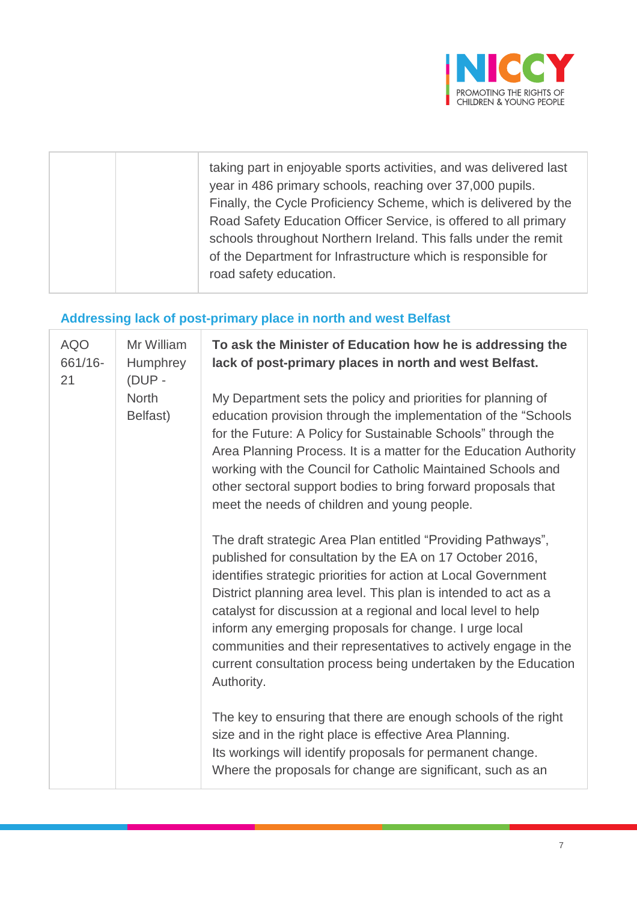| | | |
|---|---|---|
| | | taking part in enjoyable sports activities, and was delivered last year in 486 primary schools, reaching over 37,000 pupils. Finally, the Cycle Proficiency Scheme, which is delivered by the Road Safety Education Officer Service, is offered to all primary schools throughout Northern Ireland. This falls under the remit of the Department for Infrastructure which is responsible for road safety education. |

### Addressing lack of post-primary place in north and west Belfast

| | | |
|---|---|---|
| AQO 661/16-21 | Mr William Humphrey (DUP - North Belfast) | **To ask the Minister of Education how he is addressing the lack of post-primary places in north and west Belfast.**<br><br>My Department sets the policy and priorities for planning of education provision through the implementation of the "Schools for the Future: A Policy for Sustainable Schools" through the Area Planning Process. It is a matter for the Education Authority working with the Council for Catholic Maintained Schools and other sectoral support bodies to bring forward proposals that meet the needs of children and young people.<br><br>The draft strategic Area Plan entitled "Providing Pathways", published for consultation by the EA on 17 October 2016, identifies strategic priorities for action at Local Government District planning area level. This plan is intended to act as a catalyst for discussion at a regional and local level to help inform any emerging proposals for change. I urge local communities and their representatives to actively engage in the current consultation process being undertaken by the Education Authority.<br><br>The key to ensuring that there are enough schools of the right size and in the right place is effective Area Planning. Its workings will identify proposals for permanent change. Where the proposals for change are significant, such as an |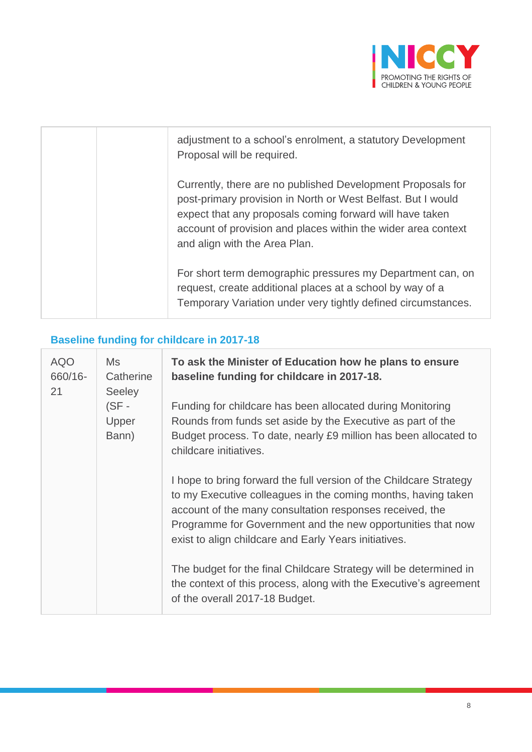| | | adjustment to a school's enrolment, a statutory Development Proposal will be required.<br><br>Currently, there are no published Development Proposals for post-primary provision in North or West Belfast. But I would expect that any proposals coming forward will have taken account of provision and places within the wider area context and align with the Area Plan.<br><br>For short term demographic pressures my Department can, on request, create additional places at a school by way of a Temporary Variation under very tightly defined circumstances. |
|---|---|---|

### Baseline funding for childcare in 2017-18

| AQO 660/16-21 | Ms Catherine Seeley (SF - Upper Bann) | **To ask the Minister of Education how he plans to ensure baseline funding for childcare in 2017-18.**<br><br>Funding for childcare has been allocated during Monitoring Rounds from funds set aside by the Executive as part of the Budget process. To date, nearly £9 million has been allocated to childcare initiatives.<br><br>I hope to bring forward the full version of the Childcare Strategy to my Executive colleagues in the coming months, having taken account of the many consultation responses received, the Programme for Government and the new opportunities that now exist to align childcare and Early Years initiatives.<br><br>The budget for the final Childcare Strategy will be determined in the context of this process, along with the Executive's agreement of the overall 2017-18 Budget. |
|---|---|---|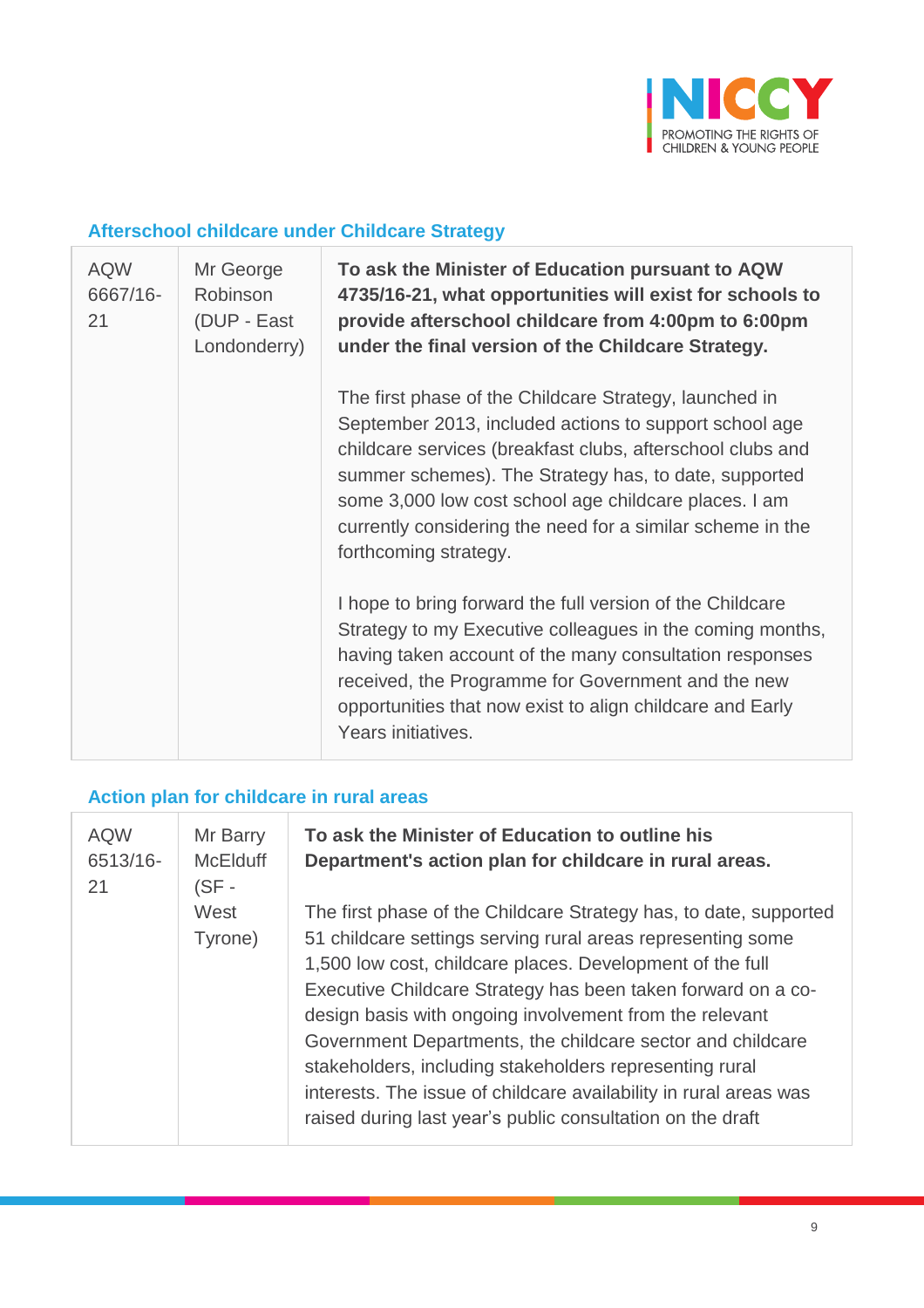## Afterschool childcare under Childcare Strategy

| | | |
|---|---|---|
| AQW 6667/16-21 | Mr George Robinson (DUP - East Londonderry) | **To ask the Minister of Education pursuant to AQW 4735/16-21, what opportunities will exist for schools to provide afterschool childcare from 4:00pm to 6:00pm under the final version of the Childcare Strategy.**<br><br>The first phase of the Childcare Strategy, launched in September 2013, included actions to support school age childcare services (breakfast clubs, afterschool clubs and summer schemes). The Strategy has, to date, supported some 3,000 low cost school age childcare places. I am currently considering the need for a similar scheme in the forthcoming strategy.<br><br>I hope to bring forward the full version of the Childcare Strategy to my Executive colleagues in the coming months, having taken account of the many consultation responses received, the Programme for Government and the new opportunities that now exist to align childcare and Early Years initiatives. |

## Action plan for childcare in rural areas

| | | |
|---|---|---|
| AQW 6513/16-21 | Mr Barry McElduff (SF - West Tyrone) | **To ask the Minister of Education to outline his Department's action plan for childcare in rural areas.**<br><br>The first phase of the Childcare Strategy has, to date, supported 51 childcare settings serving rural areas representing some 1,500 low cost, childcare places. Development of the full Executive Childcare Strategy has been taken forward on a co-design basis with ongoing involvement from the relevant Government Departments, the childcare sector and childcare stakeholders, including stakeholders representing rural interests. The issue of childcare availability in rural areas was raised during last year's public consultation on the draft |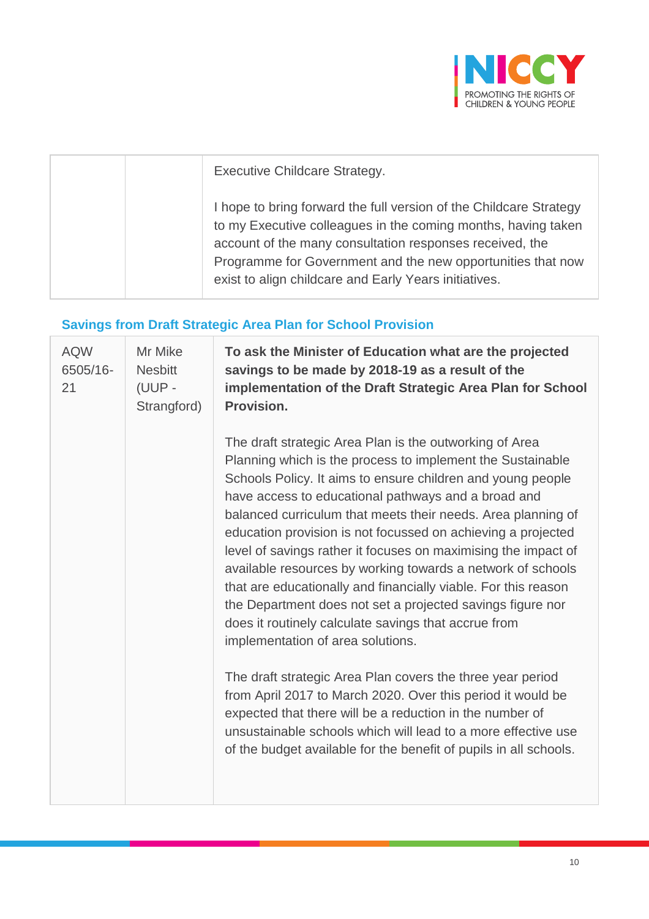| | | Executive Childcare Strategy.<br><br>I hope to bring forward the full version of the Childcare Strategy to my Executive colleagues in the coming months, having taken account of the many consultation responses received, the Programme for Government and the new opportunities that now exist to align childcare and Early Years initiatives. |
|---|---|---|

## Savings from Draft Strategic Area Plan for School Provision

| AQW 6505/16-21 | Mr Mike Nesbitt (UUP - Strangford) | **To ask the Minister of Education what are the projected savings to be made by 2018-19 as a result of the implementation of the Draft Strategic Area Plan for School Provision.**<br><br>The draft strategic Area Plan is the outworking of Area Planning which is the process to implement the Sustainable Schools Policy. It aims to ensure children and young people have access to educational pathways and a broad and balanced curriculum that meets their needs. Area planning of education provision is not focussed on achieving a projected level of savings rather it focuses on maximising the impact of available resources by working towards a network of schools that are educationally and financially viable. For this reason the Department does not set a projected savings figure nor does it routinely calculate savings that accrue from implementation of area solutions.<br><br>The draft strategic Area Plan covers the three year period from April 2017 to March 2020. Over this period it would be expected that there will be a reduction in the number of unsustainable schools which will lead to a more effective use of the budget available for the benefit of pupils in all schools. |
|---|---|---|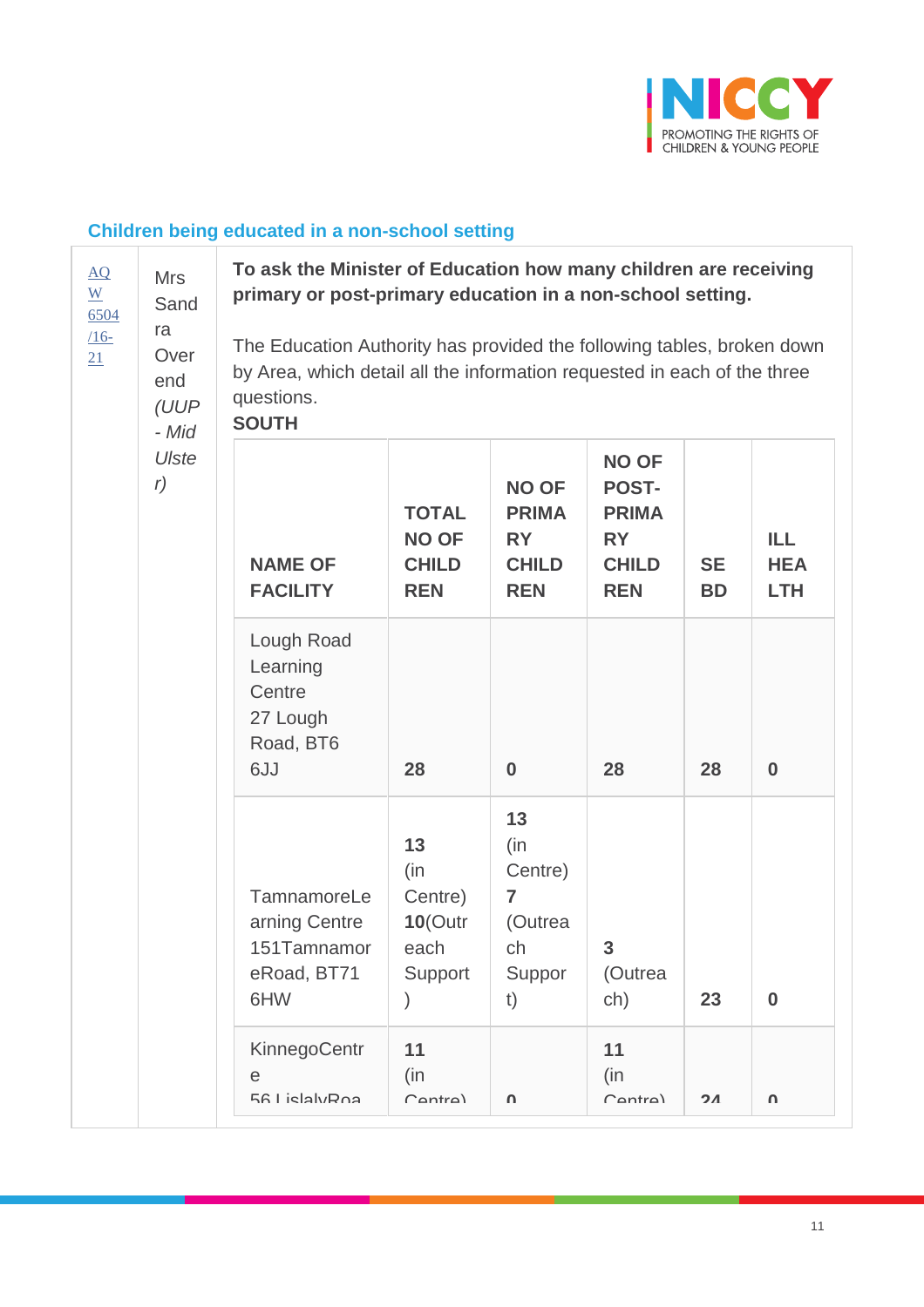## Children being educated in a non-school setting

| AQW 6504/16-21 | Mrs Sandra Overend *(UUP - Mid Ulster)* | **To ask the Minister of Education how many children are receiving primary or post-primary education in a non-school setting.** The Education Authority has provided the following tables, broken down by Area, which detail all the information requested in each of the three questions. **SOUTH** |
|---|---|---|

**SOUTH**

| NAME OF FACILITY | TOTAL NO OF CHILDREN | NO OF PRIMARY CHILDREN | NO OF POST-PRIMARY CHILDREN | SEBD | ILL HEALTH |
|---|---|---|---|---|---|
| Lough Road Learning Centre 27 Lough Road, BT6 6JJ | **28** | **0** | **28** | **28** | **0** |
| TamnamoreLearning Centre 151TamnamoreRoad, BT71 6HW | **13** (in Centre) **10**(Outreach Support) | **13** (in Centre) **7** (Outreach Support) | **3** (Outreach) | **23** | **0** |
| KinnegoCentre 56 LislalyRoa | **11** (in Centre) | **0** | **11** (in Centre) | **24** | **0** |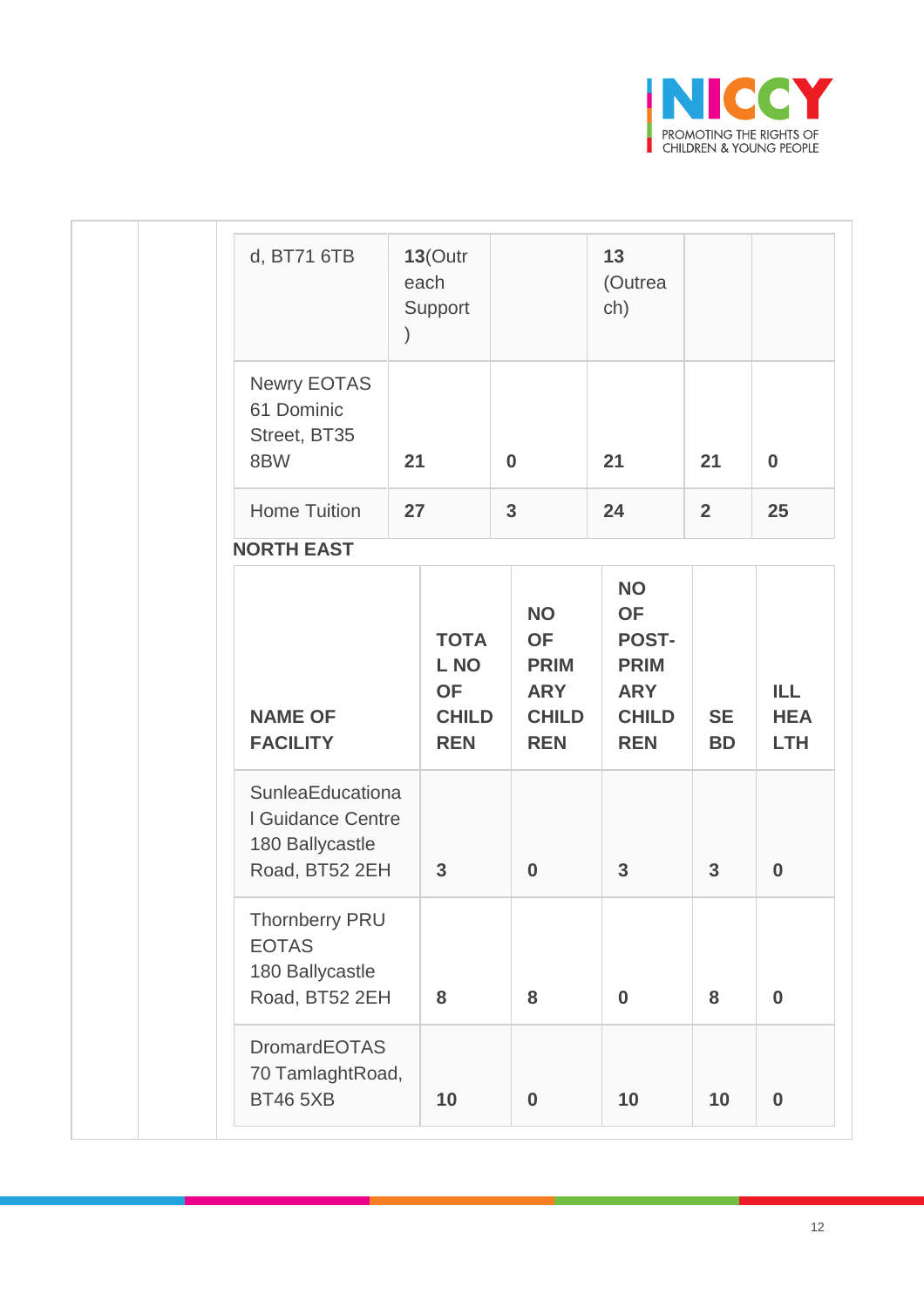| d, BT71 6TB | **13**(Outreach Support) | | **13** (Outreach) | | |
|---|---|---|---|---|---|
| Newry EOTAS 61 Dominic Street, BT35 8BW | **21** | **0** | **21** | **21** | **0** |
| Home Tuition | **27** | **3** | **24** | **2** | **25** |

**NORTH EAST**

| **NAME OF FACILITY** | **TOTAL NO OF CHILDREN** | **NO OF PRIMARY CHILDREN** | **NO OF POST-PRIMARY CHILDREN** | **SEBD** | **ILL HEALTH** |
|---|---|---|---|---|---|
| SunleaEducational Guidance Centre 180 Ballycastle Road, BT52 2EH | **3** | **0** | **3** | **3** | **0** |
| Thornberry PRU EOTAS 180 Ballycastle Road, BT52 2EH | **8** | **8** | **0** | **8** | **0** |
| DromardEOTAS 70 TamlaghtRoad, BT46 5XB | **10** | **0** | **10** | **10** | **0** |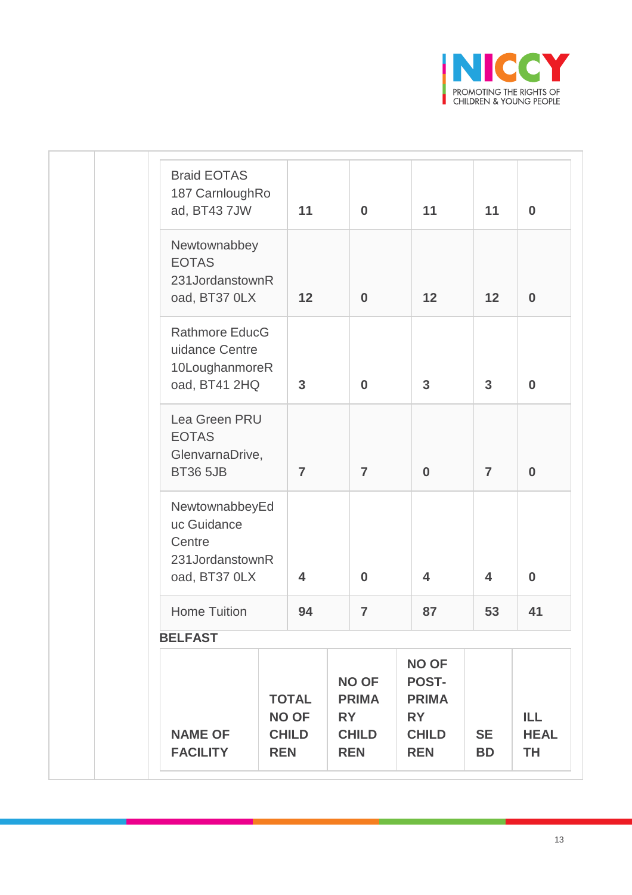| | | | | | |
|---|---|---|---|---|---|
| Braid EOTAS 187 CarnloughRoad, BT43 7JW | **11** | **0** | **11** | **11** | **0** |
| Newtownabbey EOTAS 231JordanstownRoad, BT37 0LX | **12** | **0** | **12** | **12** | **0** |
| Rathmore EducGuidance Centre 10LoughanmoreRoad, BT41 2HQ | **3** | **0** | **3** | **3** | **0** |
| Lea Green PRU EOTAS GlenvarnaDrive, BT36 5JB | **7** | **7** | **0** | **7** | **0** |
| NewtownabbeyEduc Guidance Centre 231JordanstownRoad, BT37 0LX | **4** | **0** | **4** | **4** | **0** |
| Home Tuition | **94** | **7** | **87** | **53** | **41** |

**BELFAST**

| NAME OF FACILITY | TOTAL NO OF CHILDREN | NO OF PRIMARY CHILDREN | NO OF POST-PRIMARY CHILDREN | SEBD | ILL HEALTH |
|---|---|---|---|---|---|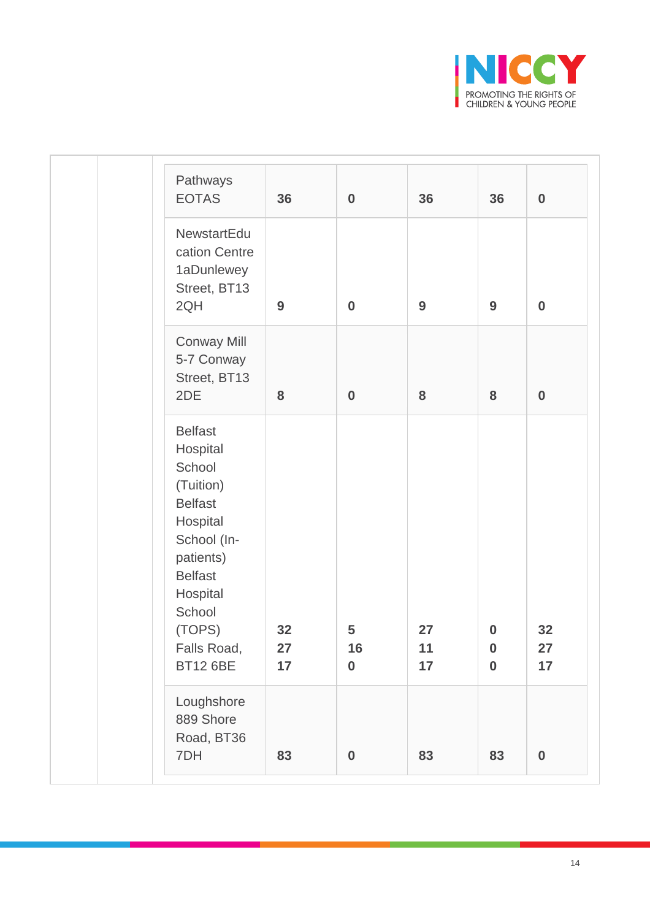| | | | | | | | |
|---|---|---|---|---|---|---|---|
| | | Pathways EOTAS | 36 | 0 | 36 | 36 | 0 |
| | | NewstartEducation Centre 1aDunlewey Street, BT13 2QH | 9 | 0 | 9 | 9 | 0 |
| | | Conway Mill 5-7 Conway Street, BT13 2DE | 8 | 0 | 8 | 8 | 0 |
| | | Belfast Hospital School (Tuition) Belfast Hospital School (In-patients) Belfast Hospital School (TOPS) Falls Road, BT12 6BE | 32 27 17 | 5 16 0 | 27 11 17 | 0 0 0 | 32 27 17 |
| | | Loughshore 889 Shore Road, BT36 7DH | 83 | 0 | 83 | 83 | 0 |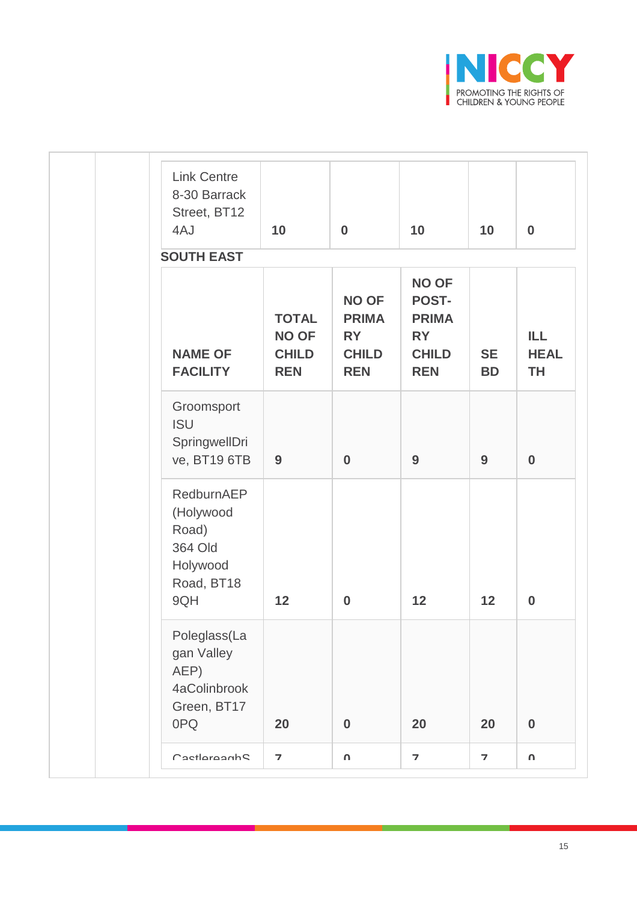| Link Centre 8-30 Barrack Street, BT12 4AJ | 10 | 0 | 10 | 10 | 0 |
|---|---|---|---|---|---|

**SOUTH EAST**

| NAME OF FACILITY | TOTAL NO OF CHILDREN | NO OF PRIMARY CHILDREN | NO OF POST-PRIMARY CHILDREN | SEBD | ILL HEALTH |
|---|---|---|---|---|---|
| Groomsport ISU SpringwellDrive, BT19 6TB | 9 | 0 | 9 | 9 | 0 |
| RedburnAEP (Holywood Road) 364 Old Holywood Road, BT18 9QH | 12 | 0 | 12 | 12 | 0 |
| Poleglass(Lagan Valley AEP) 4aColinbrook Green, BT17 0PQ | 20 | 0 | 20 | 20 | 0 |
| CastlereaghS | 7 | 0 | 7 | 7 | 0 |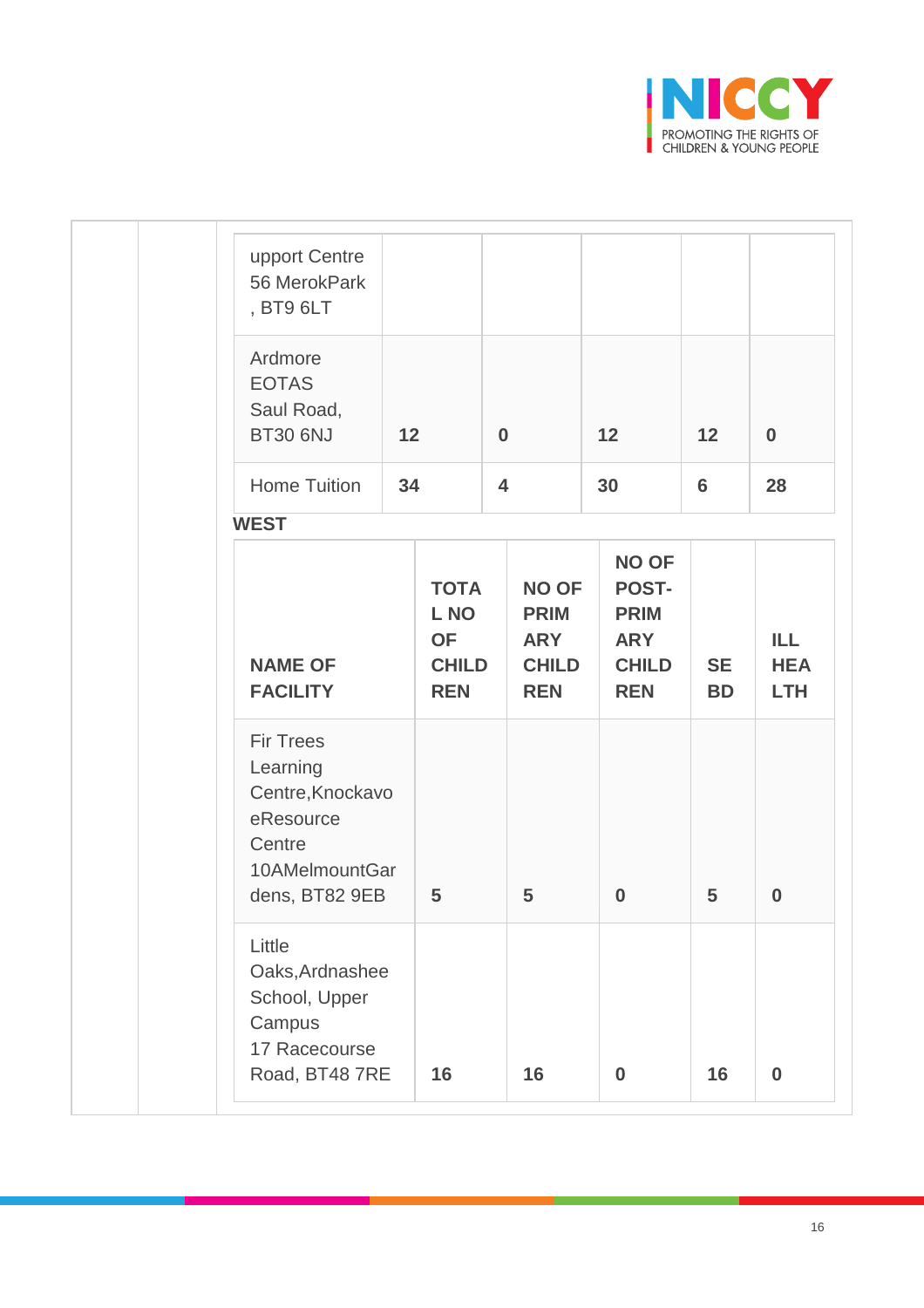| | | | | | |
|---|---|---|---|---|---|
| upport Centre 56 MerokPark , BT9 6LT | | | | | |
| Ardmore EOTAS Saul Road, BT30 6NJ | **12** | **0** | **12** | **12** | **0** |
| Home Tuition | **34** | **4** | **30** | **6** | **28** |

**WEST**

| **NAME OF FACILITY** | **TOTAL NO OF CHILDREN** | **NO OF PRIMARY CHILDREN** | **NO OF POST-PRIMARY CHILDREN** | **SEBD** | **ILL HEALTH** |
|---|---|---|---|---|---|
| Fir Trees Learning Centre,Knockavoe Resource Centre 10AMelmountGardens, BT82 9EB | **5** | **5** | **0** | **5** | **0** |
| Little Oaks,Ardnashee School, Upper Campus 17 Racecourse Road, BT48 7RE | **16** | **16** | **0** | **16** | **0** |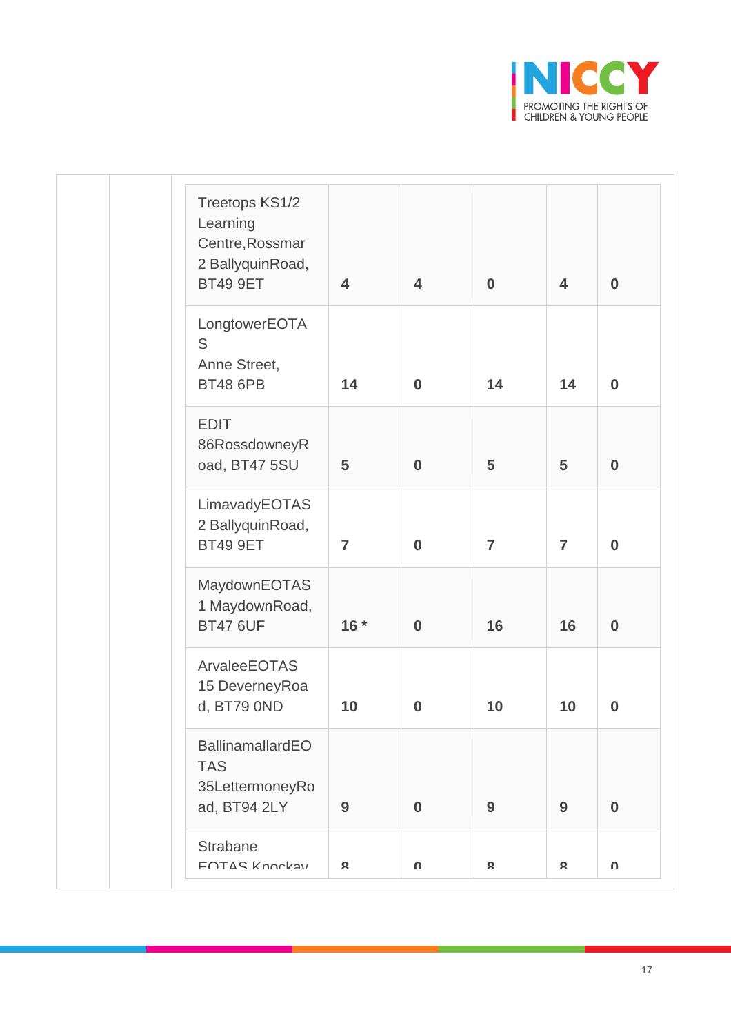| | | | | | | |
|---|---|---|---|---|---|---|
| | | Treetops KS1/2 Learning Centre,Rossmar 2 BallyquinRoad, BT49 9ET | **4** | **4** | **0** | **4** | **0** |
| | | LongtowerEOTAS Anne Street, BT48 6PB | **14** | **0** | **14** | **14** | **0** |
| | | EDIT 86RossdowneyRoad, BT47 5SU | **5** | **0** | **5** | **5** | **0** |
| | | LimavadyEOTAS 2 BallyquinRoad, BT49 9ET | **7** | **0** | **7** | **7** | **0** |
| | | MaydownEOTAS 1 MaydownRoad, BT47 6UF | **16 *** | **0** | **16** | **16** | **0** |
| | | ArvaleeEOTAS 15 DeverneyRoad, BT79 0ND | **10** | **0** | **10** | **10** | **0** |
| | | BallinamallardEOTAS 35LettermoneyRoad, BT94 2LY | **9** | **0** | **9** | **9** | **0** |
| | | Strabane EOTAS Knockay | **8** | **0** | **8** | **8** | **0** |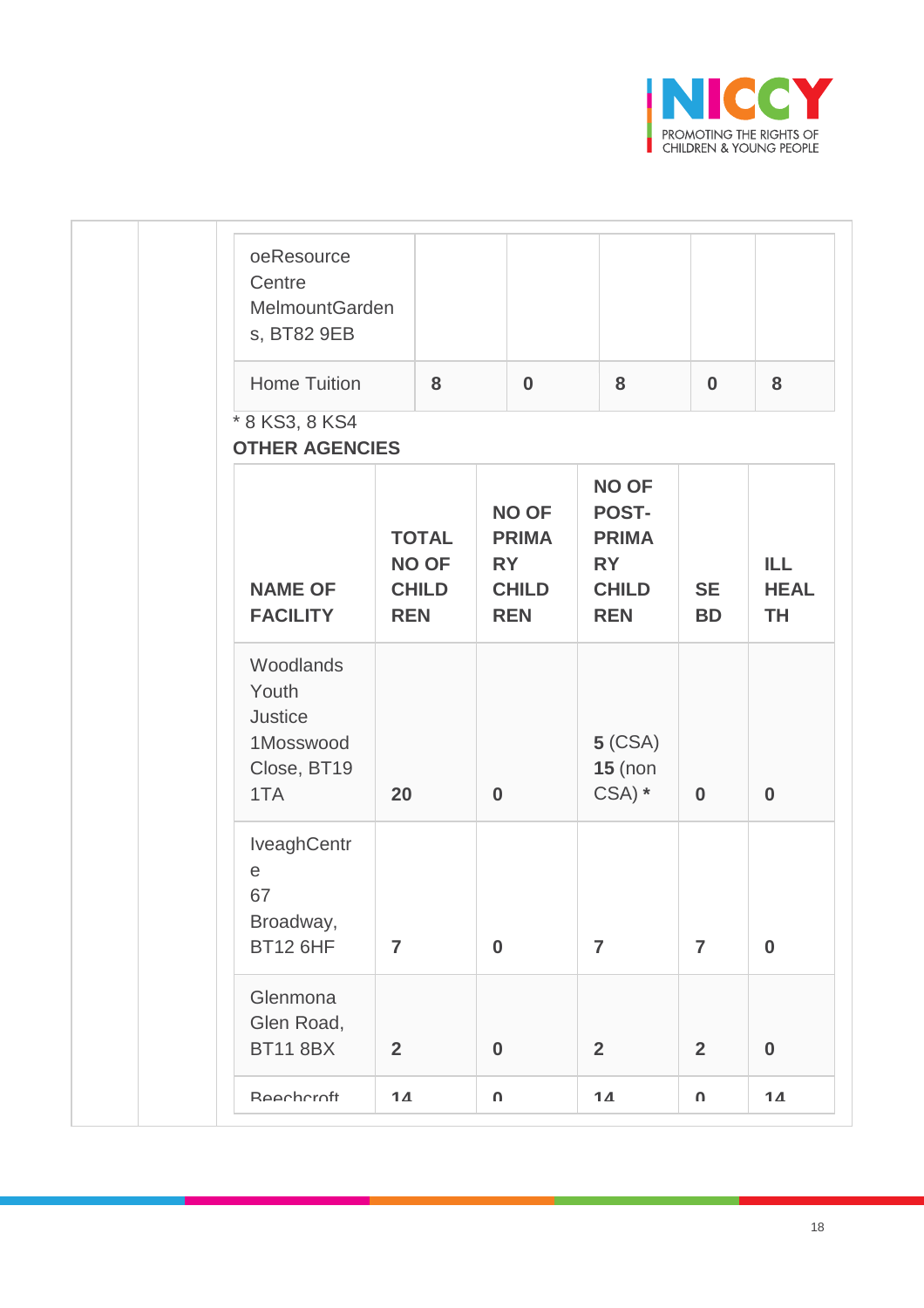| | | | | | |
|---|---|---|---|---|---|
| oeResource Centre MelmountGardens, BT82 9EB | | | | | |
| Home Tuition | **8** | **0** | **8** | **0** | **8** |

* 8 KS3, 8 KS4

**OTHER AGENCIES**

| **NAME OF FACILITY** | **TOTAL NO OF CHILDREN** | **NO OF PRIMARY CHILDREN** | **NO OF POST-PRIMARY CHILDREN** | **SEBD** | **ILL HEALTH** |
|---|---|---|---|---|---|
| Woodlands Youth Justice 1Mosswood Close, BT19 1TA | **20** | **0** | **5** (CSA) **15** (non CSA) * | **0** | **0** |
| IveaghCentre 67 Broadway, BT12 6HF | **7** | **0** | **7** | **7** | **0** |
| Glenmona Glen Road, BT11 8BX | **2** | **0** | **2** | **2** | **0** |
| Beechcroft | **14** | **0** | **14** | **0** | **14** |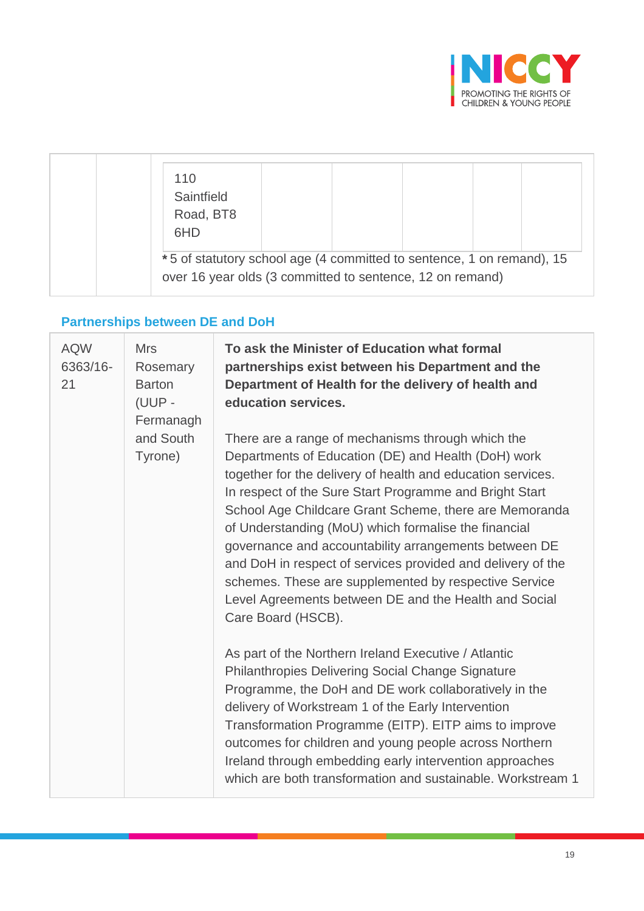| | | 110 Saintfield Road, BT8 6HD | | | | | |
|---|---|---|---|---|---|---|---|
| | | * 5 of statutory school age (4 committed to sentence, 1 on remand), 15 over 16 year olds (3 committed to sentence, 12 on remand) | | | | | |

## Partnerships between DE and DoH

| | | |
|---|---|---|
| AQW 6363/16-21 | Mrs Rosemary Barton (UUP - Fermanagh and South Tyrone) | **To ask the Minister of Education what formal partnerships exist between his Department and the Department of Health for the delivery of health and education services.**<br><br>There are a range of mechanisms through which the Departments of Education (DE) and Health (DoH) work together for the delivery of health and education services. In respect of the Sure Start Programme and Bright Start School Age Childcare Grant Scheme, there are Memoranda of Understanding (MoU) which formalise the financial governance and accountability arrangements between DE and DoH in respect of services provided and delivery of the schemes. These are supplemented by respective Service Level Agreements between DE and the Health and Social Care Board (HSCB).<br><br>As part of the Northern Ireland Executive / Atlantic Philanthropies Delivering Social Change Signature Programme, the DoH and DE work collaboratively in the delivery of Workstream 1 of the Early Intervention Transformation Programme (EITP). EITP aims to improve outcomes for children and young people across Northern Ireland through embedding early intervention approaches which are both transformation and sustainable. Workstream 1 |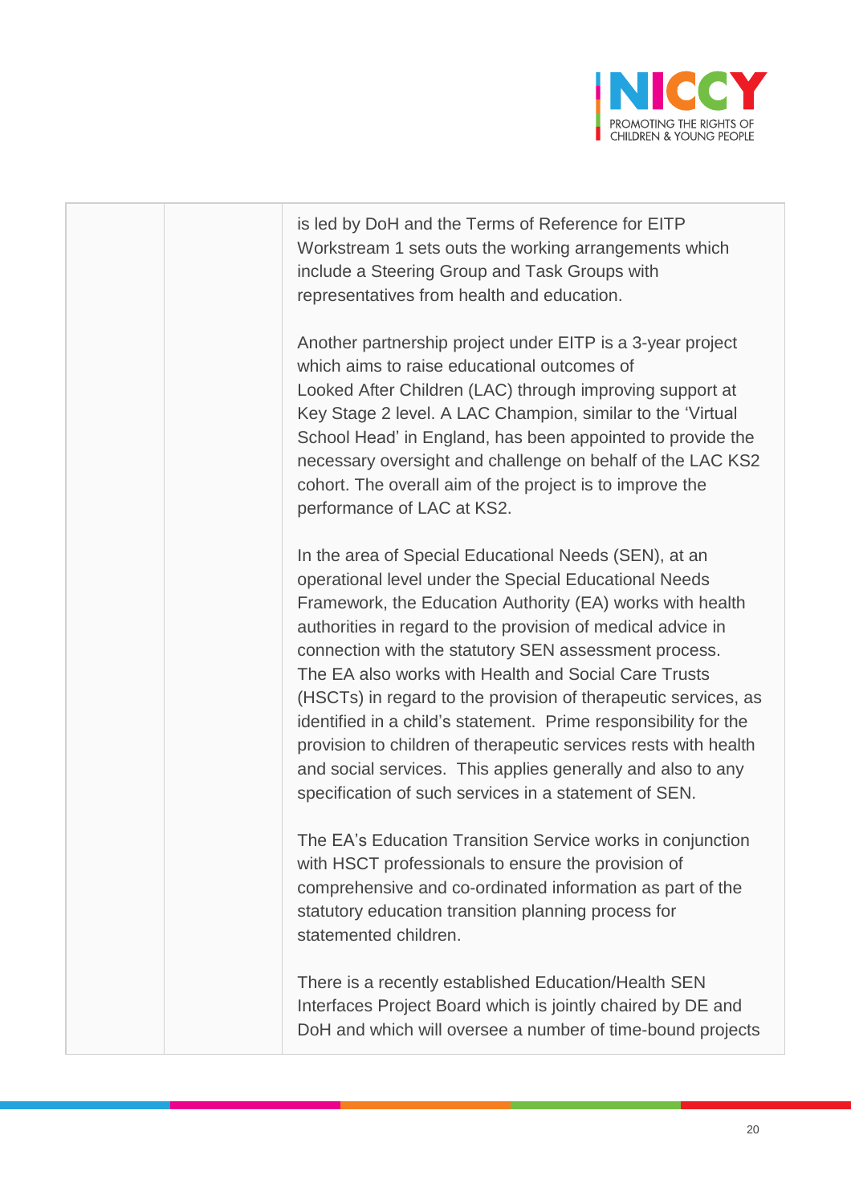|  |  | is led by DoH and the Terms of Reference for EITP Workstream 1 sets outs the working arrangements which include a Steering Group and Task Groups with representatives from health and education.<br><br>Another partnership project under EITP is a 3-year project which aims to raise educational outcomes of Looked After Children (LAC) through improving support at Key Stage 2 level. A LAC Champion, similar to the 'Virtual School Head' in England, has been appointed to provide the necessary oversight and challenge on behalf of the LAC KS2 cohort. The overall aim of the project is to improve the performance of LAC at KS2.<br><br>In the area of Special Educational Needs (SEN), at an operational level under the Special Educational Needs Framework, the Education Authority (EA) works with health authorities in regard to the provision of medical advice in connection with the statutory SEN assessment process. The EA also works with Health and Social Care Trusts (HSCTs) in regard to the provision of therapeutic services, as identified in a child's statement. Prime responsibility for the provision to children of therapeutic services rests with health and social services. This applies generally and also to any specification of such services in a statement of SEN.<br><br>The EA's Education Transition Service works in conjunction with HSCT professionals to ensure the provision of comprehensive and co-ordinated information as part of the statutory education transition planning process for statemented children.<br><br>There is a recently established Education/Health SEN Interfaces Project Board which is jointly chaired by DE and DoH and which will oversee a number of time-bound projects |
|---|---|---|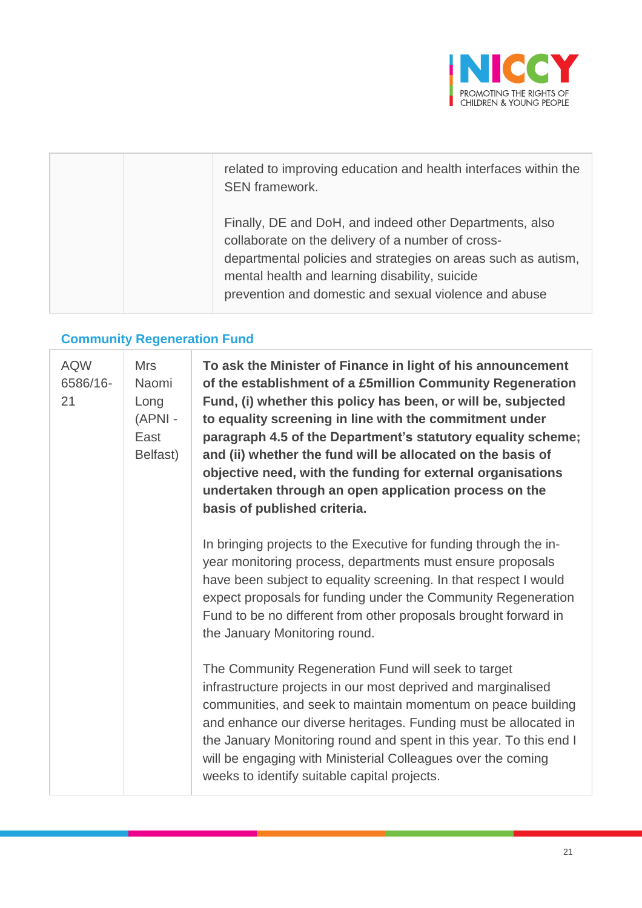| | | |
|---|---|---|
| | | related to improving education and health interfaces within the SEN framework.<br><br>Finally, DE and DoH, and indeed other Departments, also collaborate on the delivery of a number of cross-departmental policies and strategies on areas such as autism, mental health and learning disability, suicide prevention and domestic and sexual violence and abuse |

### Community Regeneration Fund

| | | |
|---|---|---|
| AQW 6586/16-21 | Mrs Naomi Long (APNI - East Belfast) | **To ask the Minister of Finance in light of his announcement of the establishment of a £5million Community Regeneration Fund, (i) whether this policy has been, or will be, subjected to equality screening in line with the commitment under paragraph 4.5 of the Department's statutory equality scheme; and (ii) whether the fund will be allocated on the basis of objective need, with the funding for external organisations undertaken through an open application process on the basis of published criteria.**<br><br>In bringing projects to the Executive for funding through the in-year monitoring process, departments must ensure proposals have been subject to equality screening. In that respect I would expect proposals for funding under the Community Regeneration Fund to be no different from other proposals brought forward in the January Monitoring round.<br><br>The Community Regeneration Fund will seek to target infrastructure projects in our most deprived and marginalised communities, and seek to maintain momentum on peace building and enhance our diverse heritages. Funding must be allocated in the January Monitoring round and spent in this year. To this end I will be engaging with Ministerial Colleagues over the coming weeks to identify suitable capital projects. |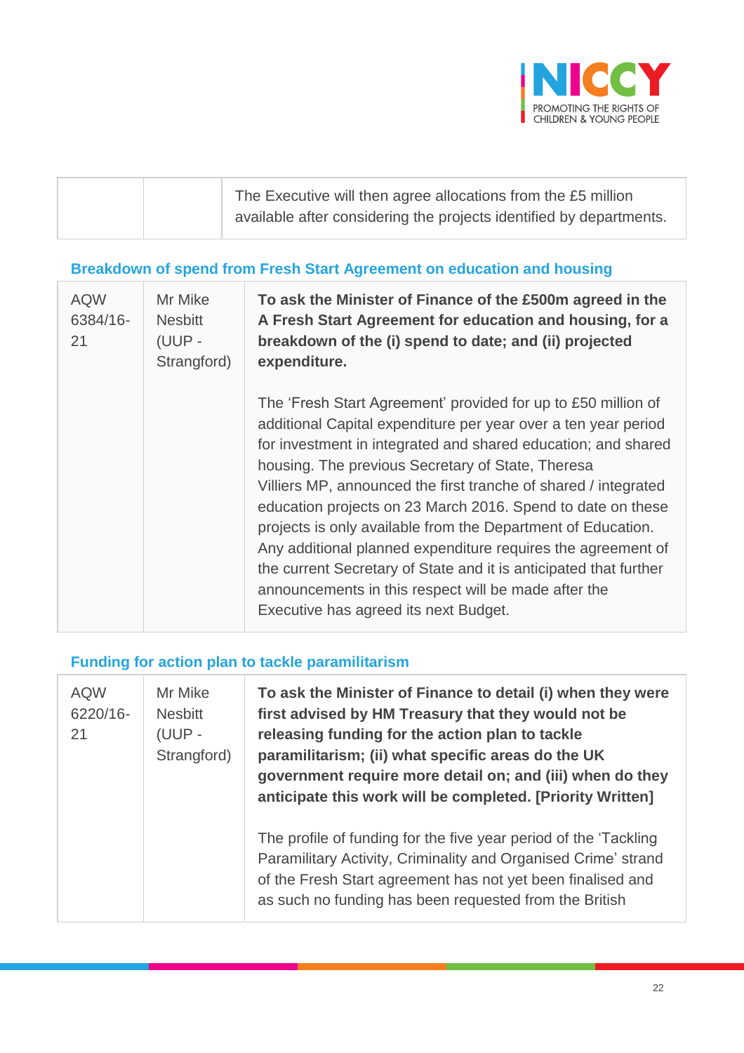| | | The Executive will then agree allocations from the £5 million available after considering the projects identified by departments. |
|---|---|---|

### Breakdown of spend from Fresh Start Agreement on education and housing

| AQW 6384/16-21 | Mr Mike Nesbitt (UUP - Strangford) | **To ask the Minister of Finance of the £500m agreed in the A Fresh Start Agreement for education and housing, for a breakdown of the (i) spend to date; and (ii) projected expenditure.**<br><br>The 'Fresh Start Agreement' provided for up to £50 million of additional Capital expenditure per year over a ten year period for investment in integrated and shared education; and shared housing. The previous Secretary of State, Theresa Villiers MP, announced the first tranche of shared / integrated education projects on 23 March 2016. Spend to date on these projects is only available from the Department of Education. Any additional planned expenditure requires the agreement of the current Secretary of State and it is anticipated that further announcements in this respect will be made after the Executive has agreed its next Budget. |
|---|---|---|

### Funding for action plan to tackle paramilitarism

| AQW 6220/16-21 | Mr Mike Nesbitt (UUP - Strangford) | **To ask the Minister of Finance to detail (i) when they were first advised by HM Treasury that they would not be releasing funding for the action plan to tackle paramilitarism; (ii) what specific areas do the UK government require more detail on; and (iii) when do they anticipate this work will be completed. [Priority Written]**<br><br>The profile of funding for the five year period of the 'Tackling Paramilitary Activity, Criminality and Organised Crime' strand of the Fresh Start agreement has not yet been finalised and as such no funding has been requested from the British |
|---|---|---|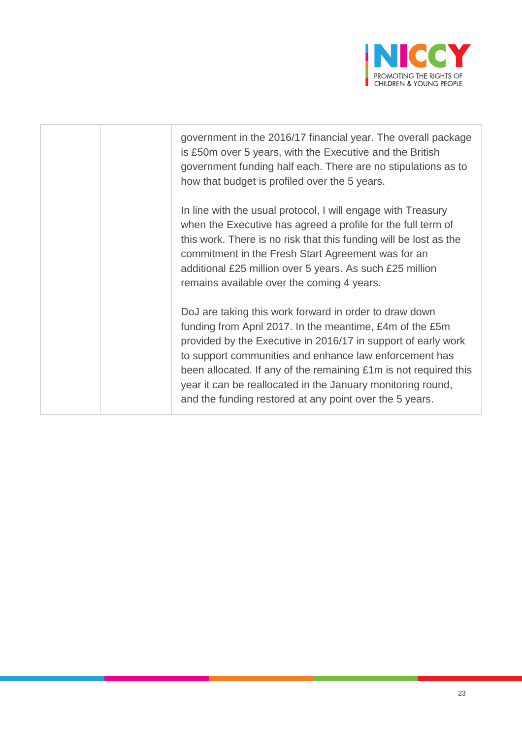| | | |
|---|---|---|
| | | government in the 2016/17 financial year. The overall package is £50m over 5 years, with the Executive and the British government funding half each. There are no stipulations as to how that budget is profiled over the 5 years.<br><br>In line with the usual protocol, I will engage with Treasury when the Executive has agreed a profile for the full term of this work. There is no risk that this funding will be lost as the commitment in the Fresh Start Agreement was for an additional £25 million over 5 years. As such £25 million remains available over the coming 4 years.<br><br>DoJ are taking this work forward in order to draw down funding from April 2017. In the meantime, £4m of the £5m provided by the Executive in 2016/17 in support of early work to support communities and enhance law enforcement has been allocated. If any of the remaining £1m is not required this year it can be reallocated in the January monitoring round, and the funding restored at any point over the 5 years. |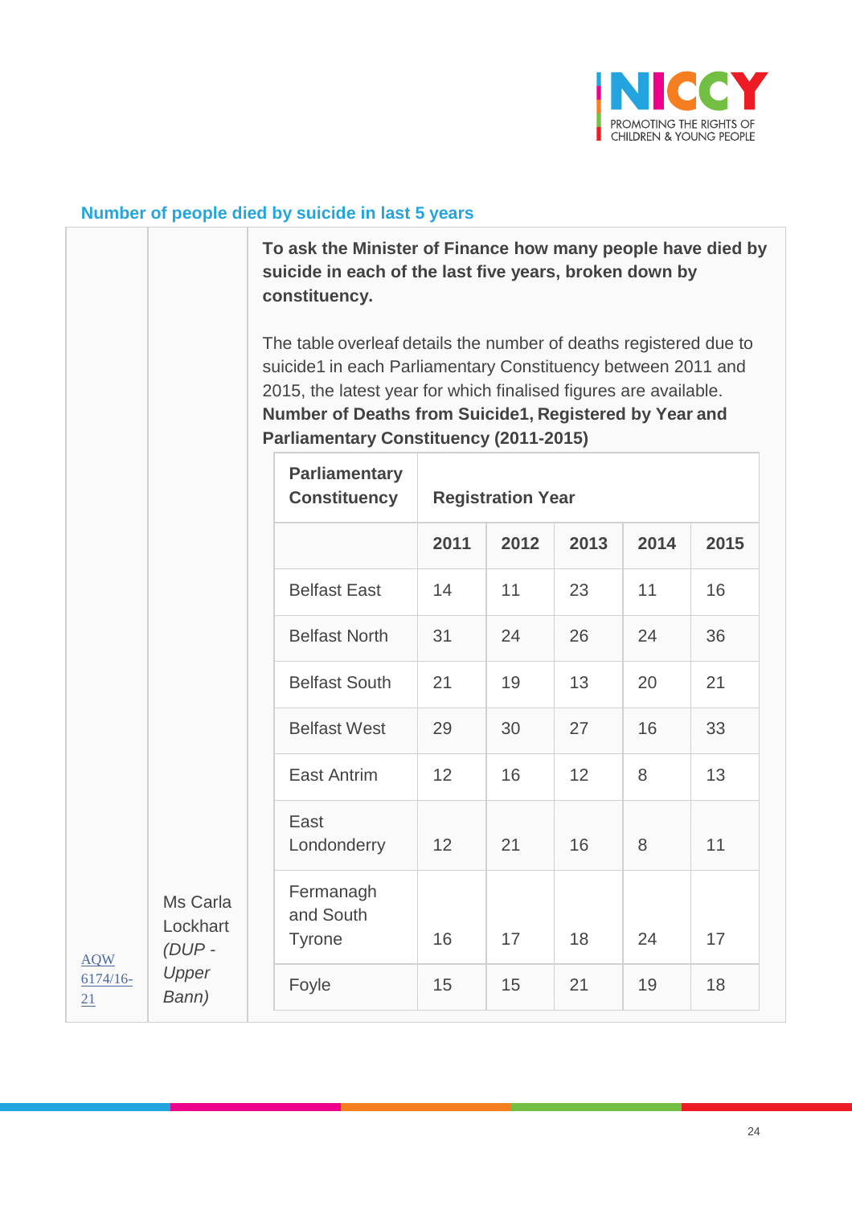## Number of people died by suicide in last 5 years

| | | |
|---|---|---|
| AQW 6174/16-21 | Ms Carla Lockhart *(DUP - Upper Bann)* | **To ask the Minister of Finance how many people have died by suicide in each of the last five years, broken down by constituency.** The table overleaf details the number of deaths registered due to suicide1 in each Parliamentary Constituency between 2011 and 2015, the latest year for which finalised figures are available. **Number of Deaths from Suicide1, Registered by Year and Parliamentary Constituency (2011-2015)** |

| Parliamentary Constituency | Registration Year | | | | |
|---|---|---|---|---|---|
| | 2011 | 2012 | 2013 | 2014 | 2015 |
| Belfast East | 14 | 11 | 23 | 11 | 16 |
| Belfast North | 31 | 24 | 26 | 24 | 36 |
| Belfast South | 21 | 19 | 13 | 20 | 21 |
| Belfast West | 29 | 30 | 27 | 16 | 33 |
| East Antrim | 12 | 16 | 12 | 8 | 13 |
| East Londonderry | 12 | 21 | 16 | 8 | 11 |
| Fermanagh and South Tyrone | 16 | 17 | 18 | 24 | 17 |
| Foyle | 15 | 15 | 21 | 19 | 18 |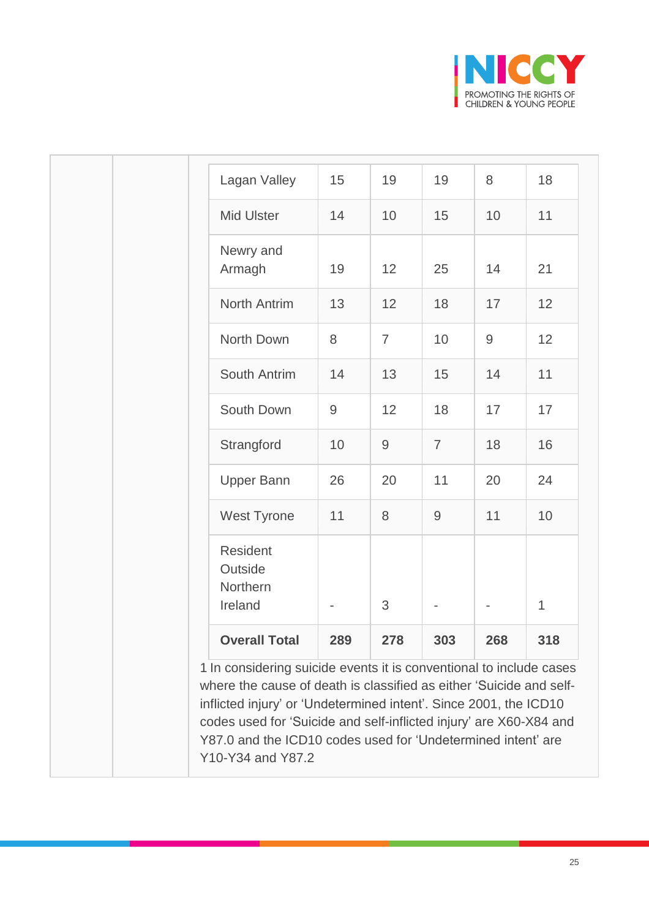| | | | | | |
|---|---|---|---|---|---|
| Lagan Valley | 15 | 19 | 19 | 8 | 18 |
| Mid Ulster | 14 | 10 | 15 | 10 | 11 |
| Newry and Armagh | 19 | 12 | 25 | 14 | 21 |
| North Antrim | 13 | 12 | 18 | 17 | 12 |
| North Down | 8 | 7 | 10 | 9 | 12 |
| South Antrim | 14 | 13 | 15 | 14 | 11 |
| South Down | 9 | 12 | 18 | 17 | 17 |
| Strangford | 10 | 9 | 7 | 18 | 16 |
| Upper Bann | 26 | 20 | 11 | 20 | 24 |
| West Tyrone | 11 | 8 | 9 | 11 | 10 |
| Resident Outside Northern Ireland | - | 3 | - | - | 1 |
| **Overall Total** | **289** | **278** | **303** | **268** | **318** |

1 In considering suicide events it is conventional to include cases where the cause of death is classified as either 'Suicide and self-inflicted injury' or 'Undetermined intent'. Since 2001, the ICD10 codes used for 'Suicide and self-inflicted injury' are X60-X84 and Y87.0 and the ICD10 codes used for 'Undetermined intent' are Y10-Y34 and Y87.2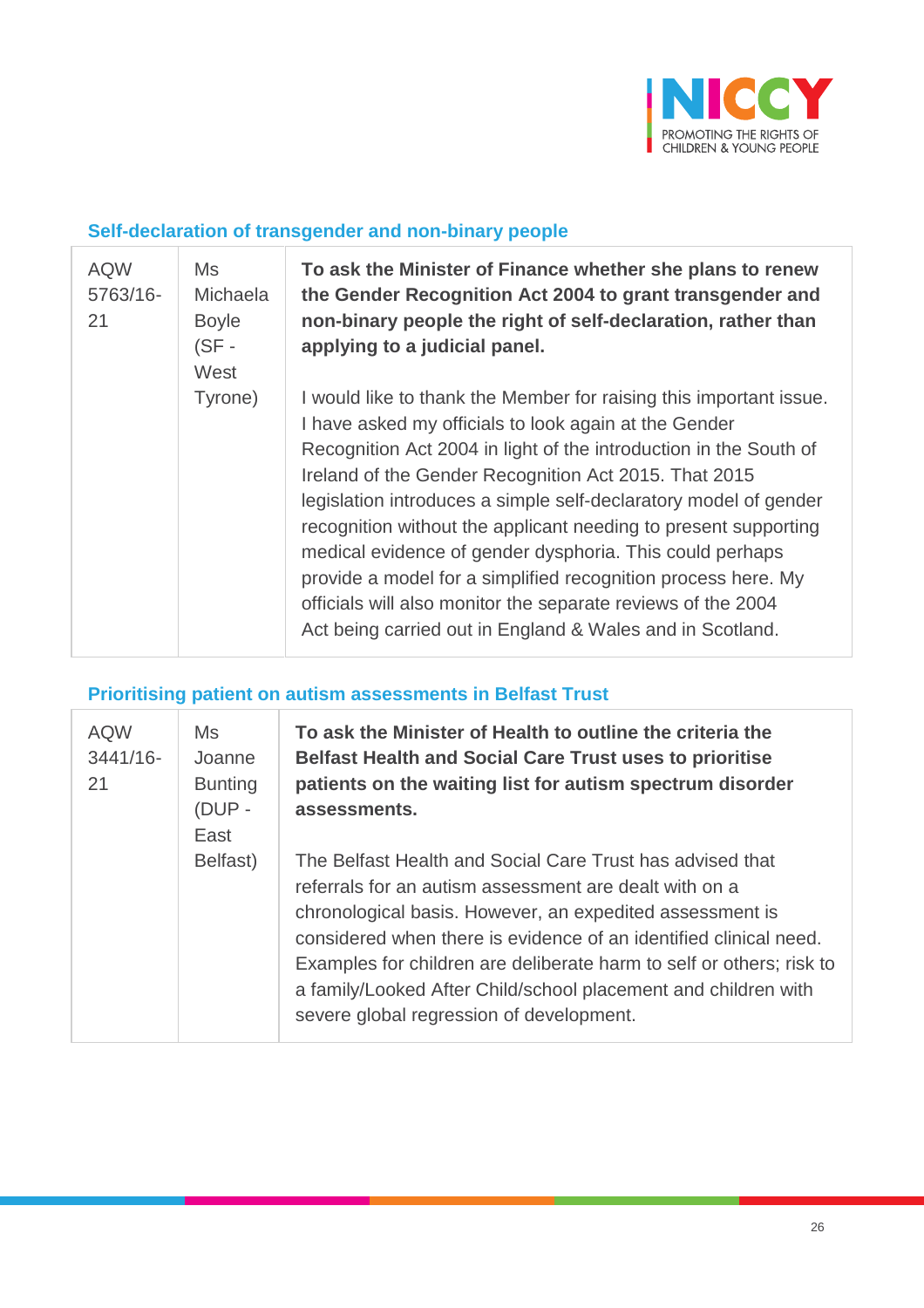### Self-declaration of transgender and non-binary people

| | | |
|---|---|---|
| AQW 5763/16-21 | Ms Michaela Boyle (SF - West Tyrone) | **To ask the Minister of Finance whether she plans to renew the Gender Recognition Act 2004 to grant transgender and non-binary people the right of self-declaration, rather than applying to a judicial panel.**<br><br>I would like to thank the Member for raising this important issue. I have asked my officials to look again at the Gender Recognition Act 2004 in light of the introduction in the South of Ireland of the Gender Recognition Act 2015. That 2015 legislation introduces a simple self-declaratory model of gender recognition without the applicant needing to present supporting medical evidence of gender dysphoria. This could perhaps provide a model for a simplified recognition process here. My officials will also monitor the separate reviews of the 2004 Act being carried out in England & Wales and in Scotland. |

### Prioritising patient on autism assessments in Belfast Trust

| | | |
|---|---|---|
| AQW 3441/16-21 | Ms Joanne Bunting (DUP - East Belfast) | **To ask the Minister of Health to outline the criteria the Belfast Health and Social Care Trust uses to prioritise patients on the waiting list for autism spectrum disorder assessments.**<br><br>The Belfast Health and Social Care Trust has advised that referrals for an autism assessment are dealt with on a chronological basis. However, an expedited assessment is considered when there is evidence of an identified clinical need. Examples for children are deliberate harm to self or others; risk to a family/Looked After Child/school placement and children with severe global regression of development. |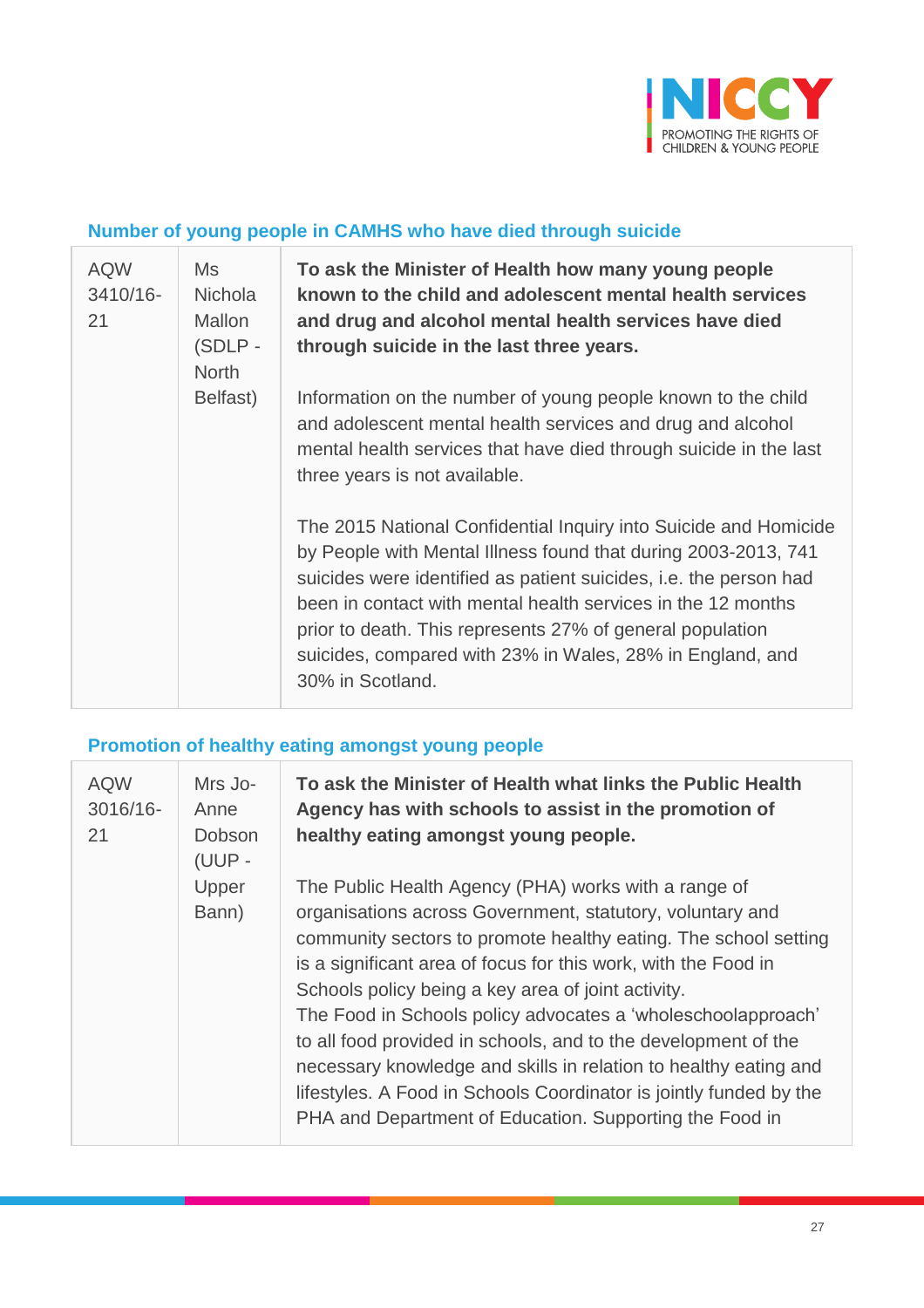### Number of young people in CAMHS who have died through suicide

| | | |
|---|---|---|
| AQW 3410/16-21 | Ms Nichola Mallon (SDLP - North Belfast) | **To ask the Minister of Health how many young people known to the child and adolescent mental health services and drug and alcohol mental health services have died through suicide in the last three years.**<br><br>Information on the number of young people known to the child and adolescent mental health services and drug and alcohol mental health services that have died through suicide in the last three years is not available.<br><br>The 2015 National Confidential Inquiry into Suicide and Homicide by People with Mental Illness found that during 2003-2013, 741 suicides were identified as patient suicides, i.e. the person had been in contact with mental health services in the 12 months prior to death. This represents 27% of general population suicides, compared with 23% in Wales, 28% in England, and 30% in Scotland. |

### Promotion of healthy eating amongst young people

| | | |
|---|---|---|
| AQW 3016/16-21 | Mrs Jo-Anne Dobson (UUP - Upper Bann) | **To ask the Minister of Health what links the Public Health Agency has with schools to assist in the promotion of healthy eating amongst young people.**<br><br>The Public Health Agency (PHA) works with a range of organisations across Government, statutory, voluntary and community sectors to promote healthy eating. The school setting is a significant area of focus for this work, with the Food in Schools policy being a key area of joint activity.<br>The Food in Schools policy advocates a 'wholeschoolapproach' to all food provided in schools, and to the development of the necessary knowledge and skills in relation to healthy eating and lifestyles. A Food in Schools Coordinator is jointly funded by the PHA and Department of Education. Supporting the Food in |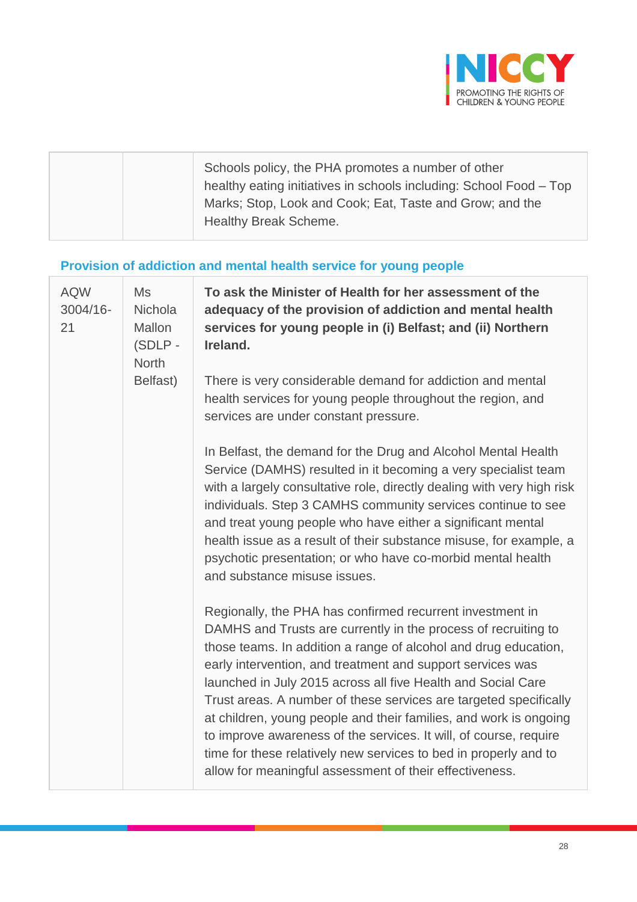| | | |
|---|---|---|
| | | Schools policy, the PHA promotes a number of other healthy eating initiatives in schools including: School Food – Top Marks; Stop, Look and Cook; Eat, Taste and Grow; and the Healthy Break Scheme. |

### Provision of addiction and mental health service for young people

| | | |
|---|---|---|
| AQW 3004/16-21 | Ms Nichola Mallon (SDLP - North Belfast) | **To ask the Minister of Health for her assessment of the adequacy of the provision of addiction and mental health services for young people in (i) Belfast; and (ii) Northern Ireland.**<br><br>There is very considerable demand for addiction and mental health services for young people throughout the region, and services are under constant pressure.<br><br>In Belfast, the demand for the Drug and Alcohol Mental Health Service (DAMHS) resulted in it becoming a very specialist team with a largely consultative role, directly dealing with very high risk individuals. Step 3 CAMHS community services continue to see and treat young people who have either a significant mental health issue as a result of their substance misuse, for example, a psychotic presentation; or who have co-morbid mental health and substance misuse issues.<br><br>Regionally, the PHA has confirmed recurrent investment in DAMHS and Trusts are currently in the process of recruiting to those teams. In addition a range of alcohol and drug education, early intervention, and treatment and support services was launched in July 2015 across all five Health and Social Care Trust areas. A number of these services are targeted specifically at children, young people and their families, and work is ongoing to improve awareness of the services. It will, of course, require time for these relatively new services to bed in properly and to allow for meaningful assessment of their effectiveness. |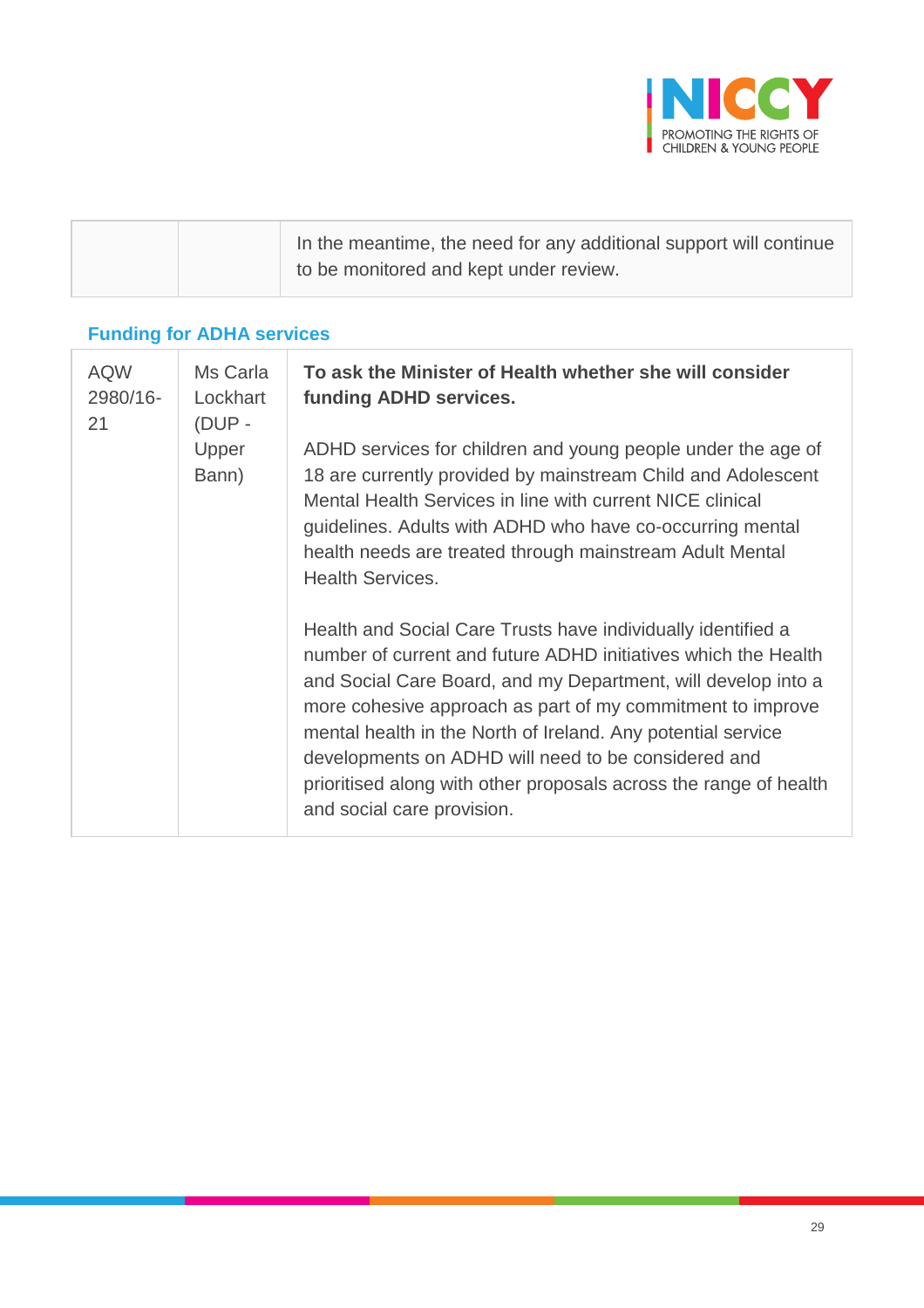| | | In the meantime, the need for any additional support will continue to be monitored and kept under review. |
|---|---|---|

### Funding for ADHA services

| | | |
|---|---|---|
| AQW 2980/16-21 | Ms Carla Lockhart (DUP - Upper Bann) | **To ask the Minister of Health whether she will consider funding ADHD services.**<br><br>ADHD services for children and young people under the age of 18 are currently provided by mainstream Child and Adolescent Mental Health Services in line with current NICE clinical guidelines. Adults with ADHD who have co-occurring mental health needs are treated through mainstream Adult Mental Health Services.<br><br>Health and Social Care Trusts have individually identified a number of current and future ADHD initiatives which the Health and Social Care Board, and my Department, will develop into a more cohesive approach as part of my commitment to improve mental health in the North of Ireland. Any potential service developments on ADHD will need to be considered and prioritised along with other proposals across the range of health and social care provision. |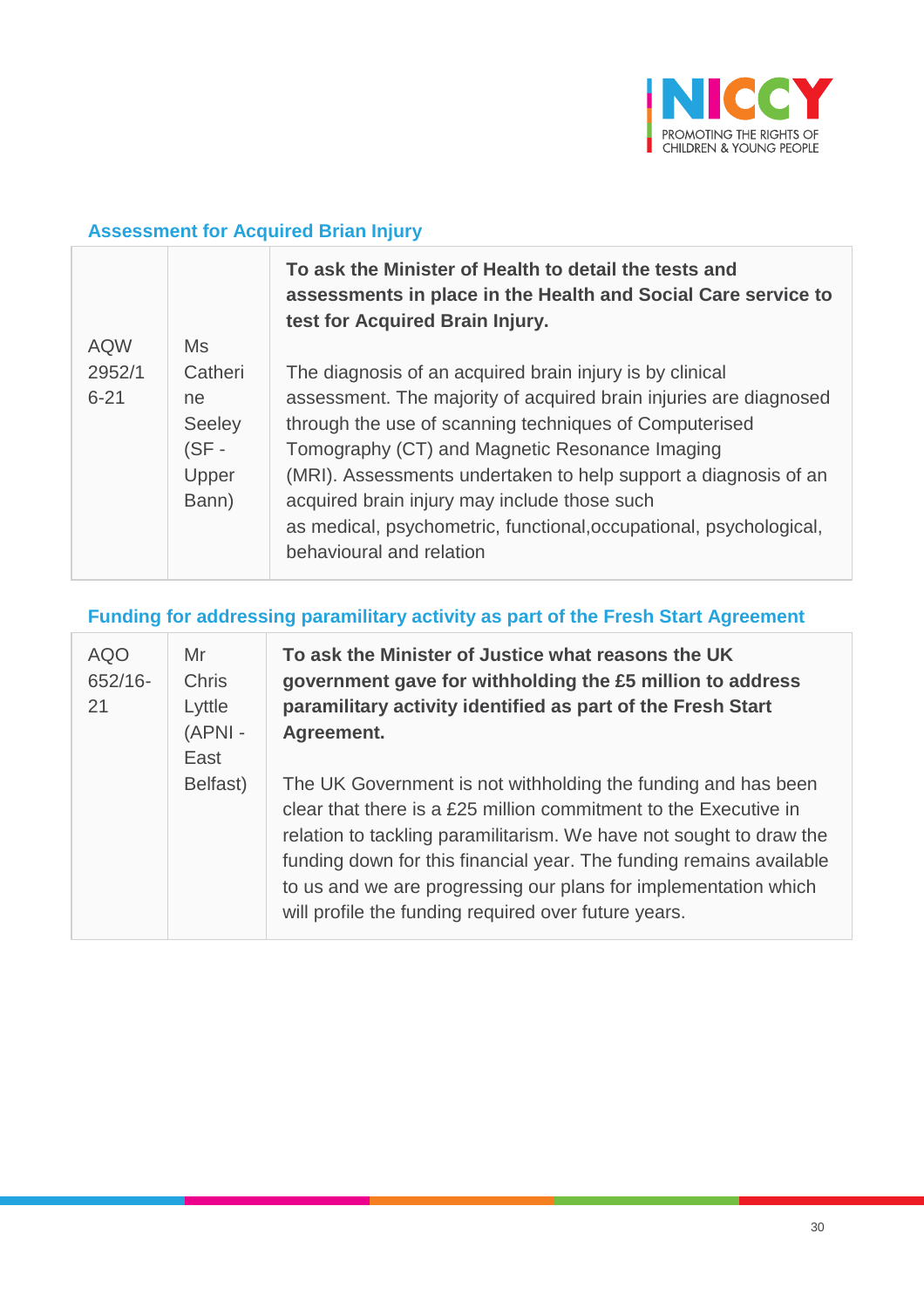### Assessment for Acquired Brian Injury

| | | |
|---|---|---|
| AQW 2952/16-21 | Ms Catherine Seeley (SF - Upper Bann) | **To ask the Minister of Health to detail the tests and assessments in place in the Health and Social Care service to test for Acquired Brain Injury.**<br><br>The diagnosis of an acquired brain injury is by clinical assessment. The majority of acquired brain injuries are diagnosed through the use of scanning techniques of Computerised Tomography (CT) and Magnetic Resonance Imaging (MRI). Assessments undertaken to help support a diagnosis of an acquired brain injury may include those such as medical, psychometric, functional,occupational, psychological, behavioural and relation |

### Funding for addressing paramilitary activity as part of the Fresh Start Agreement

| | | |
|---|---|---|
| AQO 652/16-21 | Mr Chris Lyttle (APNI - East Belfast) | **To ask the Minister of Justice what reasons the UK government gave for withholding the £5 million to address paramilitary activity identified as part of the Fresh Start Agreement.**<br><br>The UK Government is not withholding the funding and has been clear that there is a £25 million commitment to the Executive in relation to tackling paramilitarism. We have not sought to draw the funding down for this financial year. The funding remains available to us and we are progressing our plans for implementation which will profile the funding required over future years. |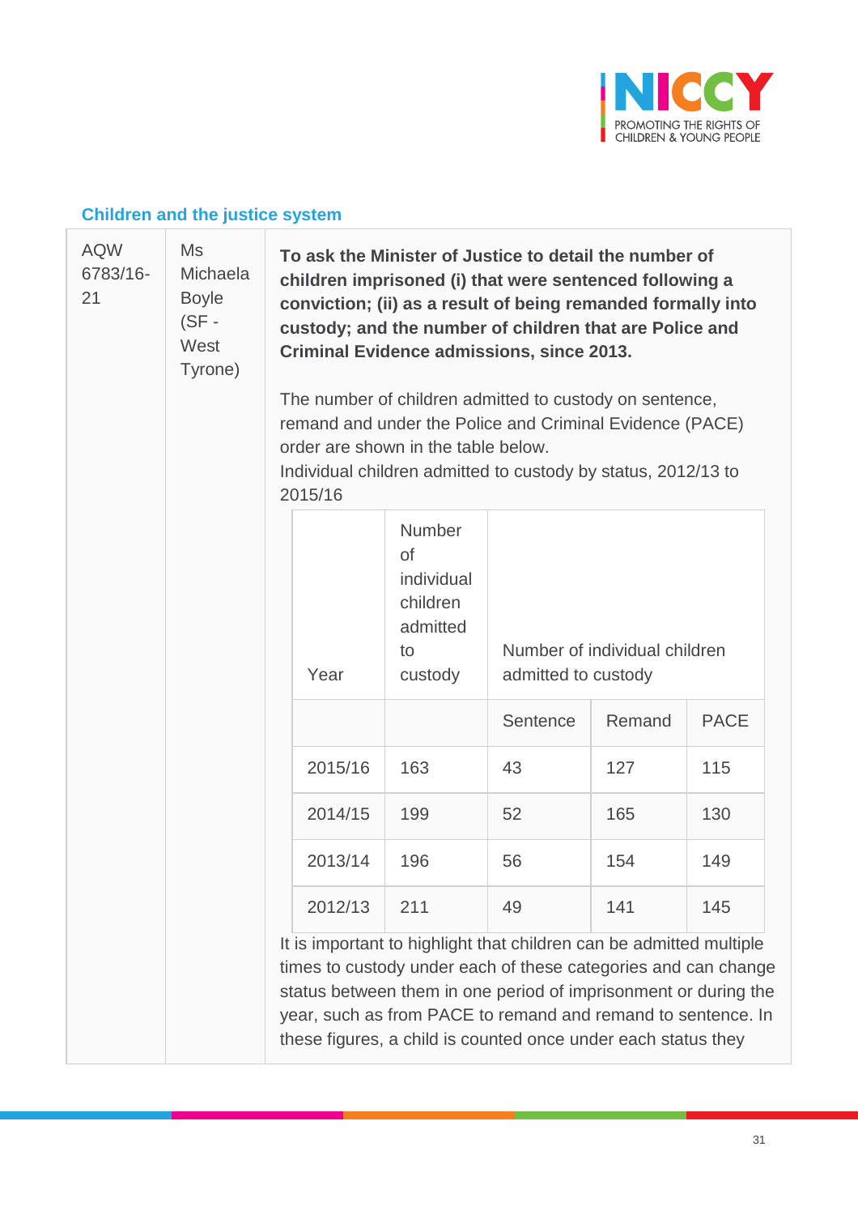## Children and the justice system

| | | |
|---|---|---|
| AQW 6783/16-21 | Ms Michaela Boyle (SF - West Tyrone) | **To ask the Minister of Justice to detail the number of children imprisoned (i) that were sentenced following a conviction; (ii) as a result of being remanded formally into custody; and the number of children that are Police and Criminal Evidence admissions, since 2013.**<br><br>The number of children admitted to custody on sentence, remand and under the Police and Criminal Evidence (PACE) order are shown in the table below.<br>Individual children admitted to custody by status, 2012/13 to 2015/16 |

| Year | Number of individual children admitted to custody | Number of individual children admitted to custody | | |
|---|---|---|---|---|
| | | Sentence | Remand | PACE |
| 2015/16 | 163 | 43 | 127 | 115 |
| 2014/15 | 199 | 52 | 165 | 130 |
| 2013/14 | 196 | 56 | 154 | 149 |
| 2012/13 | 211 | 49 | 141 | 145 |

It is important to highlight that children can be admitted multiple times to custody under each of these categories and can change status between them in one period of imprisonment or during the year, such as from PACE to remand and remand to sentence. In these figures, a child is counted once under each status they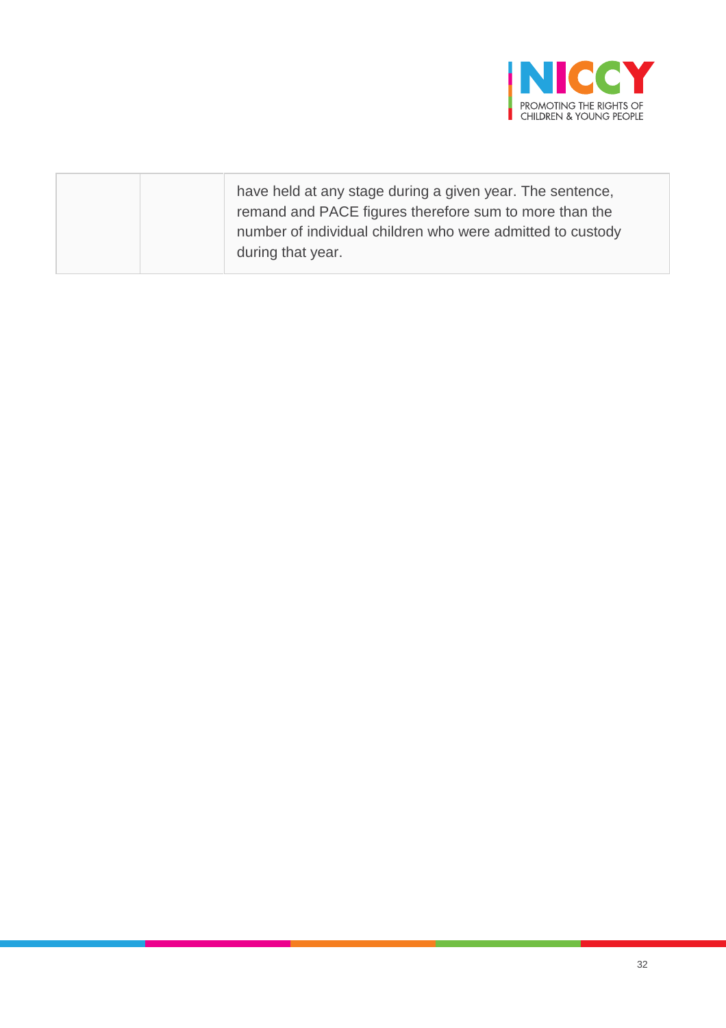| | | |
|---|---|---|
| | | have held at any stage during a given year. The sentence, remand and PACE figures therefore sum to more than the number of individual children who were admitted to custody during that year. |